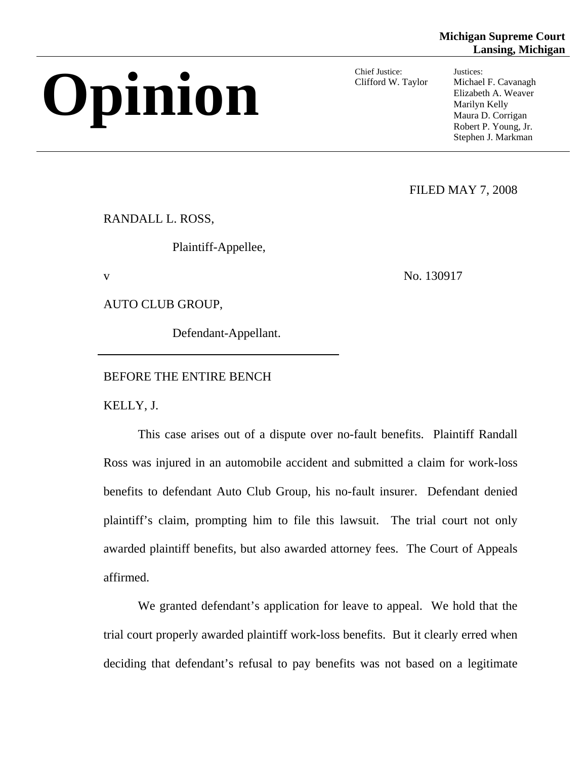**Michigan Supreme Court**
**Lansing, Michigan**

# Opinion

Chief Justice:
Clifford W. Taylor

Justices:
Michael F. Cavanagh
Elizabeth A. Weaver
Marilyn Kelly
Maura D. Corrigan
Robert P. Young, Jr.
Stephen J. Markman

FILED MAY 7, 2008

RANDALL L. ROSS,

Plaintiff-Appellee,

v No. 130917

AUTO CLUB GROUP,

Defendant-Appellant.

---

BEFORE THE ENTIRE BENCH

KELLY, J.

This case arises out of a dispute over no-fault benefits. Plaintiff Randall Ross was injured in an automobile accident and submitted a claim for work-loss benefits to defendant Auto Club Group, his no-fault insurer. Defendant denied plaintiff's claim, prompting him to file this lawsuit. The trial court not only awarded plaintiff benefits, but also awarded attorney fees. The Court of Appeals affirmed.

We granted defendant's application for leave to appeal. We hold that the trial court properly awarded plaintiff work-loss benefits. But it clearly erred when deciding that defendant's refusal to pay benefits was not based on a legitimate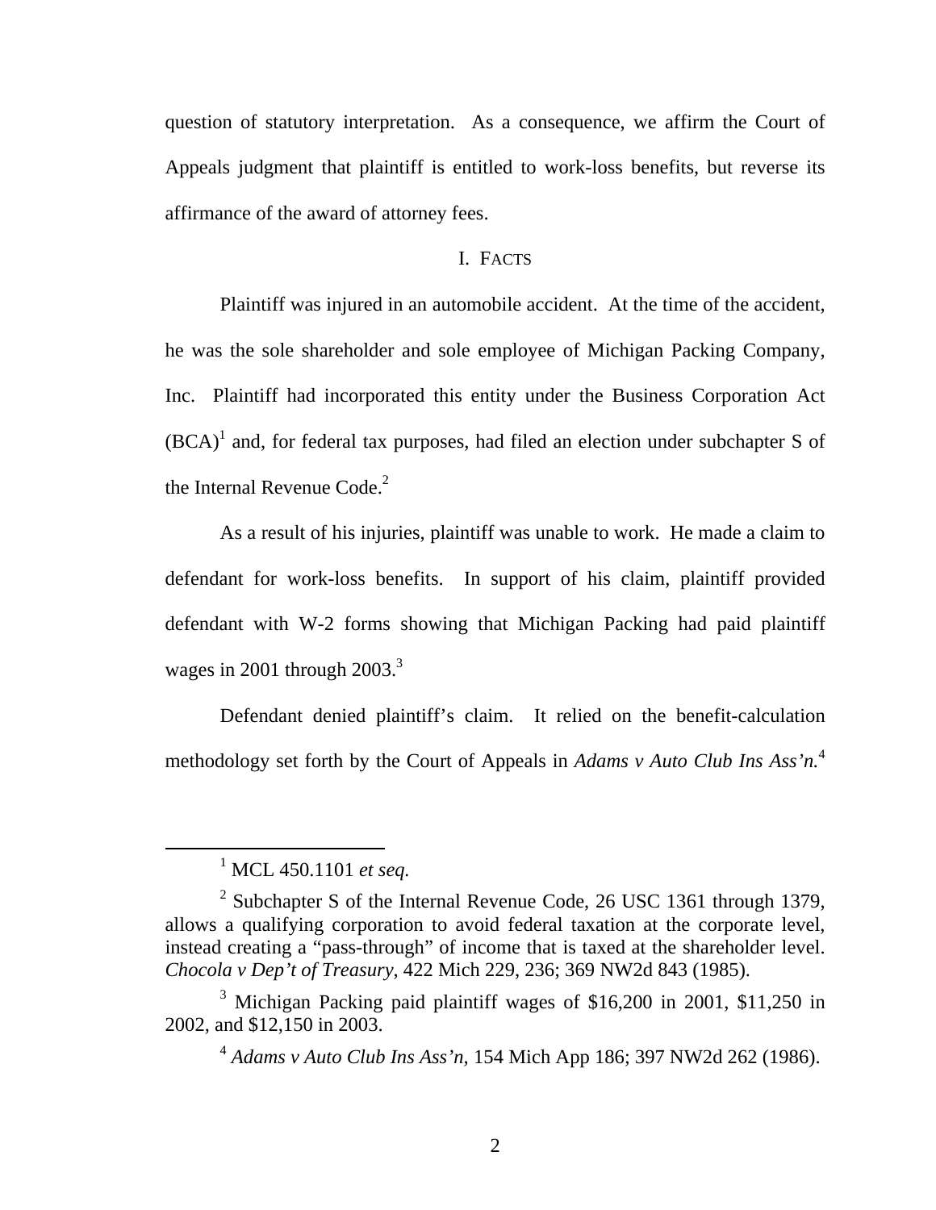question of statutory interpretation. As a consequence, we affirm the Court of Appeals judgment that plaintiff is entitled to work-loss benefits, but reverse its affirmance of the award of attorney fees.

## I. FACTS

Plaintiff was injured in an automobile accident. At the time of the accident, he was the sole shareholder and sole employee of Michigan Packing Company, Inc. Plaintiff had incorporated this entity under the Business Corporation Act (BCA)[1] and, for federal tax purposes, had filed an election under subchapter S of the Internal Revenue Code.[2]

As a result of his injuries, plaintiff was unable to work. He made a claim to defendant for work-loss benefits. In support of his claim, plaintiff provided defendant with W-2 forms showing that Michigan Packing had paid plaintiff wages in 2001 through 2003.[3]

Defendant denied plaintiff's claim. It relied on the benefit-calculation methodology set forth by the Court of Appeals in *Adams v Auto Club Ins Ass'n.*[4]

---

[1] MCL 450.1101 *et seq.*

[2] Subchapter S of the Internal Revenue Code, 26 USC 1361 through 1379, allows a qualifying corporation to avoid federal taxation at the corporate level, instead creating a "pass-through" of income that is taxed at the shareholder level. *Chocola v Dep't of Treasury*, 422 Mich 229, 236; 369 NW2d 843 (1985).

[3] Michigan Packing paid plaintiff wages of $16,200 in 2001, $11,250 in 2002, and $12,150 in 2003.

[4] *Adams v Auto Club Ins Ass'n*, 154 Mich App 186; 397 NW2d 262 (1986).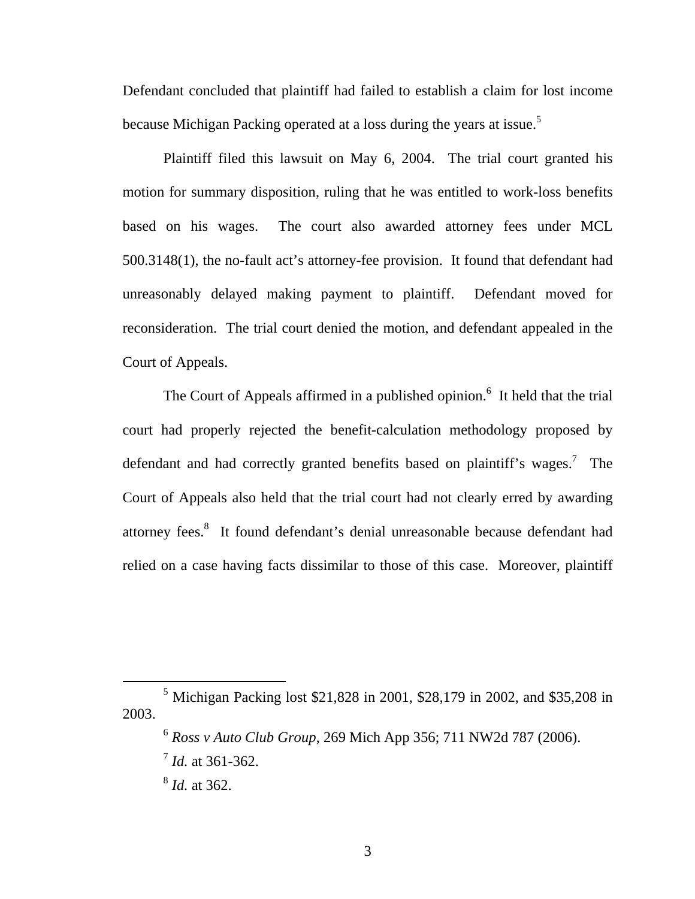Defendant concluded that plaintiff had failed to establish a claim for lost income because Michigan Packing operated at a loss during the years at issue.[5]

Plaintiff filed this lawsuit on May 6, 2004. The trial court granted his motion for summary disposition, ruling that he was entitled to work-loss benefits based on his wages. The court also awarded attorney fees under MCL 500.3148(1), the no-fault act's attorney-fee provision. It found that defendant had unreasonably delayed making payment to plaintiff. Defendant moved for reconsideration. The trial court denied the motion, and defendant appealed in the Court of Appeals.

The Court of Appeals affirmed in a published opinion.[6] It held that the trial court had properly rejected the benefit-calculation methodology proposed by defendant and had correctly granted benefits based on plaintiff's wages.[7] The Court of Appeals also held that the trial court had not clearly erred by awarding attorney fees.[8] It found defendant's denial unreasonable because defendant had relied on a case having facts dissimilar to those of this case. Moreover, plaintiff

---

[5] Michigan Packing lost $21,828 in 2001, $28,179 in 2002, and $35,208 in 2003.

[6] *Ross v Auto Club Group*, 269 Mich App 356; 711 NW2d 787 (2006).

[7] *Id.* at 361-362.

[8] *Id.* at 362.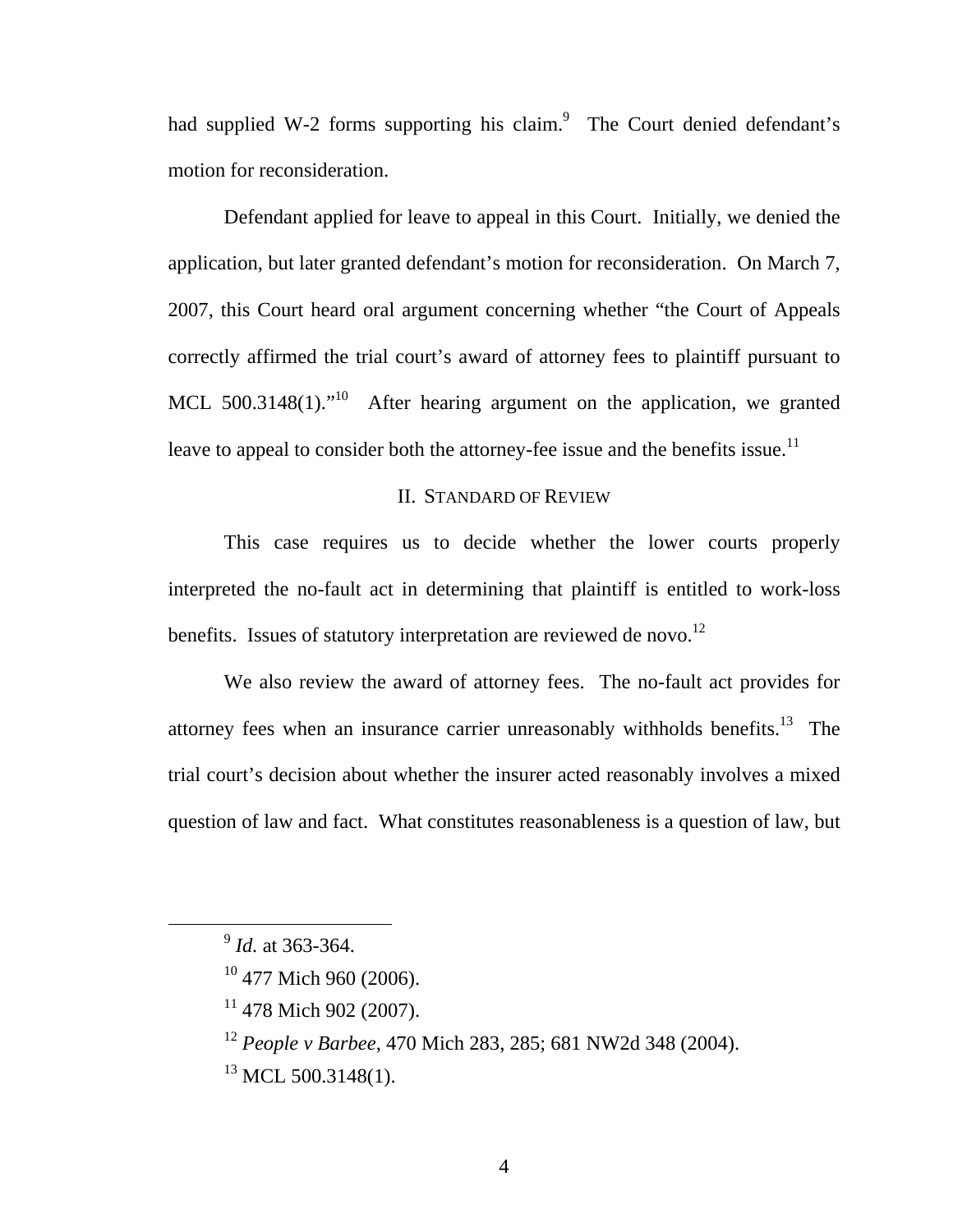had supplied W-2 forms supporting his claim.[9] The Court denied defendant's motion for reconsideration.

Defendant applied for leave to appeal in this Court. Initially, we denied the application, but later granted defendant's motion for reconsideration. On March 7, 2007, this Court heard oral argument concerning whether "the Court of Appeals correctly affirmed the trial court's award of attorney fees to plaintiff pursuant to MCL 500.3148(1)."[10] After hearing argument on the application, we granted leave to appeal to consider both the attorney-fee issue and the benefits issue.[11]

## II. STANDARD OF REVIEW

This case requires us to decide whether the lower courts properly interpreted the no-fault act in determining that plaintiff is entitled to work-loss benefits. Issues of statutory interpretation are reviewed de novo.[12]

We also review the award of attorney fees. The no-fault act provides for attorney fees when an insurance carrier unreasonably withholds benefits.[13] The trial court's decision about whether the insurer acted reasonably involves a mixed question of law and fact. What constitutes reasonableness is a question of law, but

---

[9] *Id.* at 363-364.

[10] 477 Mich 960 (2006).

[11] 478 Mich 902 (2007).

[12] *People v Barbee*, 470 Mich 283, 285; 681 NW2d 348 (2004).

[13] MCL 500.3148(1).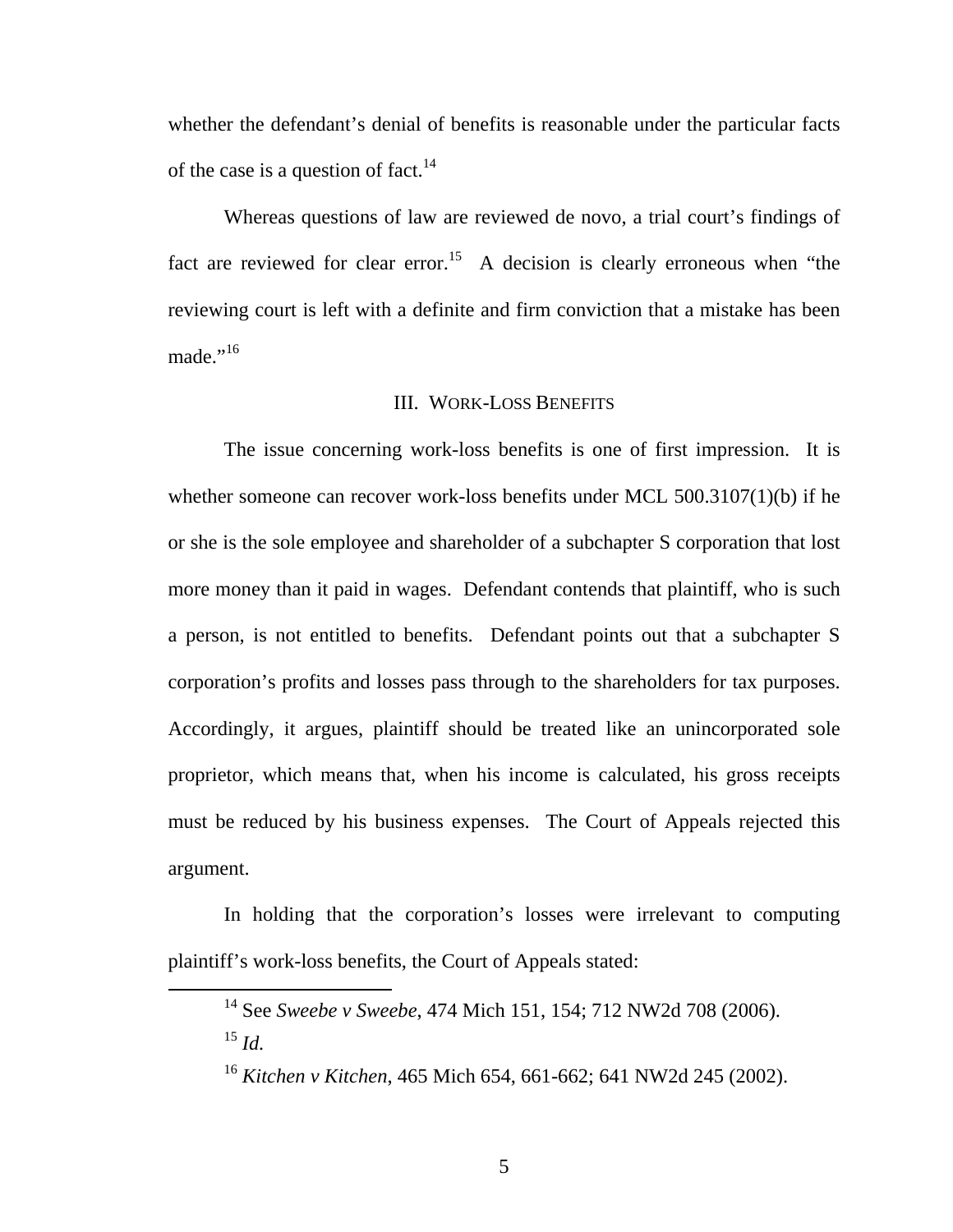whether the defendant's denial of benefits is reasonable under the particular facts of the case is a question of fact.[14]

Whereas questions of law are reviewed de novo, a trial court's findings of fact are reviewed for clear error.[15] A decision is clearly erroneous when "the reviewing court is left with a definite and firm conviction that a mistake has been made."[16]

## III. WORK-LOSS BENEFITS

The issue concerning work-loss benefits is one of first impression. It is whether someone can recover work-loss benefits under MCL 500.3107(1)(b) if he or she is the sole employee and shareholder of a subchapter S corporation that lost more money than it paid in wages. Defendant contends that plaintiff, who is such a person, is not entitled to benefits. Defendant points out that a subchapter S corporation's profits and losses pass through to the shareholders for tax purposes. Accordingly, it argues, plaintiff should be treated like an unincorporated sole proprietor, which means that, when his income is calculated, his gross receipts must be reduced by his business expenses. The Court of Appeals rejected this argument.

In holding that the corporation's losses were irrelevant to computing plaintiff's work-loss benefits, the Court of Appeals stated:

---

[14] See *Sweebe v Sweebe*, 474 Mich 151, 154; 712 NW2d 708 (2006).

[15] *Id.*

[16] *Kitchen v Kitchen*, 465 Mich 654, 661-662; 641 NW2d 245 (2002).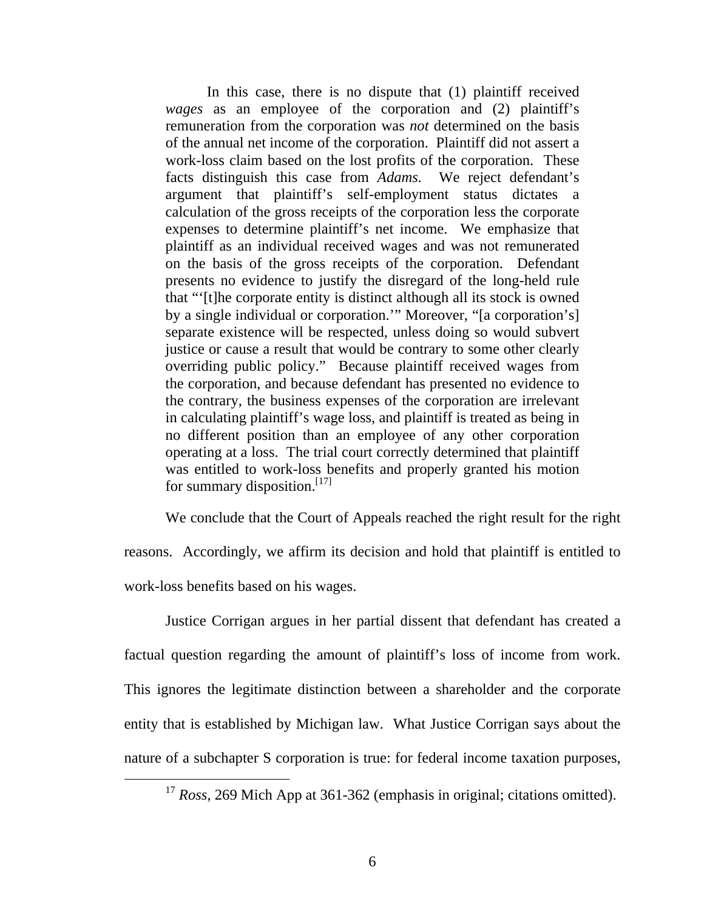> In this case, there is no dispute that (1) plaintiff received *wages* as an employee of the corporation and (2) plaintiff's remuneration from the corporation was *not* determined on the basis of the annual net income of the corporation. Plaintiff did not assert a work-loss claim based on the lost profits of the corporation. These facts distinguish this case from *Adams.* We reject defendant's argument that plaintiff's self-employment status dictates a calculation of the gross receipts of the corporation less the corporate expenses to determine plaintiff's net income. We emphasize that plaintiff as an individual received wages and was not remunerated on the basis of the gross receipts of the corporation. Defendant presents no evidence to justify the disregard of the long-held rule that "'[t]he corporate entity is distinct although all its stock is owned by a single individual or corporation.'" Moreover, "[a corporation's] separate existence will be respected, unless doing so would subvert justice or cause a result that would be contrary to some other clearly overriding public policy." Because plaintiff received wages from the corporation, and because defendant has presented no evidence to the contrary, the business expenses of the corporation are irrelevant in calculating plaintiff's wage loss, and plaintiff is treated as being in no different position than an employee of any other corporation operating at a loss. The trial court correctly determined that plaintiff was entitled to work-loss benefits and properly granted his motion for summary disposition.[17]

We conclude that the Court of Appeals reached the right result for the right reasons. Accordingly, we affirm its decision and hold that plaintiff is entitled to work-loss benefits based on his wages.

Justice Corrigan argues in her partial dissent that defendant has created a factual question regarding the amount of plaintiff's loss of income from work. This ignores the legitimate distinction between a shareholder and the corporate entity that is established by Michigan law. What Justice Corrigan says about the nature of a subchapter S corporation is true: for federal income taxation purposes,

---

[17] *Ross*, 269 Mich App at 361-362 (emphasis in original; citations omitted).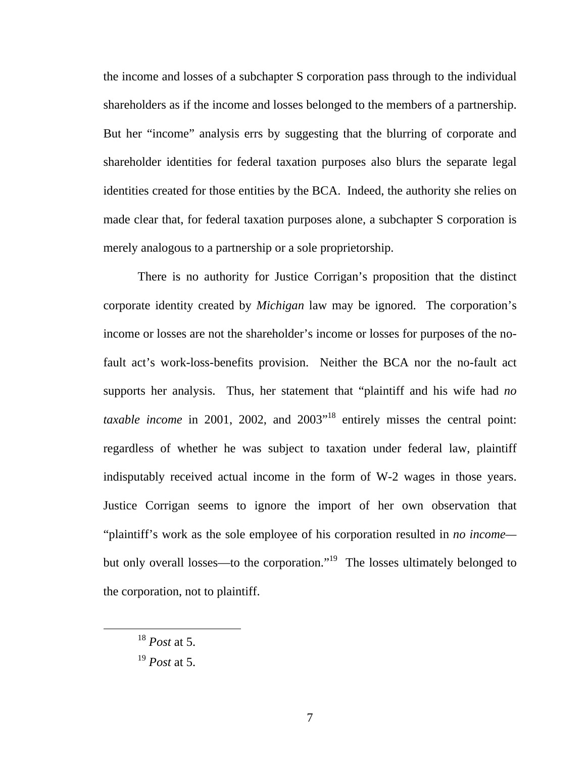the income and losses of a subchapter S corporation pass through to the individual shareholders as if the income and losses belonged to the members of a partnership. But her "income" analysis errs by suggesting that the blurring of corporate and shareholder identities for federal taxation purposes also blurs the separate legal identities created for those entities by the BCA. Indeed, the authority she relies on made clear that, for federal taxation purposes alone, a subchapter S corporation is merely analogous to a partnership or a sole proprietorship.

There is no authority for Justice Corrigan's proposition that the distinct corporate identity created by *Michigan* law may be ignored. The corporation's income or losses are not the shareholder's income or losses for purposes of the no-fault act's work-loss-benefits provision. Neither the BCA nor the no-fault act supports her analysis. Thus, her statement that "plaintiff and his wife had *no taxable income* in 2001, 2002, and 2003"[18] entirely misses the central point: regardless of whether he was subject to taxation under federal law, plaintiff indisputably received actual income in the form of W-2 wages in those years. Justice Corrigan seems to ignore the import of her own observation that "plaintiff's work as the sole employee of his corporation resulted in *no income*—but only overall losses—to the corporation."[19] The losses ultimately belonged to the corporation, not to plaintiff.

---

[18] *Post* at 5.

[19] *Post* at 5.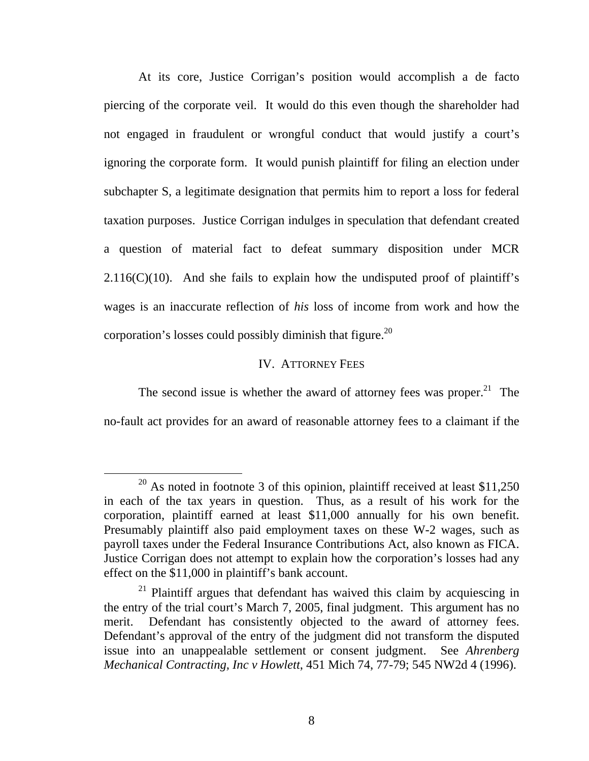At its core, Justice Corrigan's position would accomplish a de facto piercing of the corporate veil. It would do this even though the shareholder had not engaged in fraudulent or wrongful conduct that would justify a court's ignoring the corporate form. It would punish plaintiff for filing an election under subchapter S, a legitimate designation that permits him to report a loss for federal taxation purposes. Justice Corrigan indulges in speculation that defendant created a question of material fact to defeat summary disposition under MCR 2.116(C)(10). And she fails to explain how the undisputed proof of plaintiff's wages is an inaccurate reflection of *his* loss of income from work and how the corporation's losses could possibly diminish that figure.[20]

## IV. ATTORNEY FEES

The second issue is whether the award of attorney fees was proper.[21] The no-fault act provides for an award of reasonable attorney fees to a claimant if the

---

[20] As noted in footnote 3 of this opinion, plaintiff received at least $11,250 in each of the tax years in question. Thus, as a result of his work for the corporation, plaintiff earned at least $11,000 annually for his own benefit. Presumably plaintiff also paid employment taxes on these W-2 wages, such as payroll taxes under the Federal Insurance Contributions Act, also known as FICA. Justice Corrigan does not attempt to explain how the corporation's losses had any effect on the $11,000 in plaintiff's bank account.

[21] Plaintiff argues that defendant has waived this claim by acquiescing in the entry of the trial court's March 7, 2005, final judgment. This argument has no merit. Defendant has consistently objected to the award of attorney fees. Defendant's approval of the entry of the judgment did not transform the disputed issue into an unappealable settlement or consent judgment. See *Ahrenberg Mechanical Contracting, Inc v Howlett*, 451 Mich 74, 77-79; 545 NW2d 4 (1996).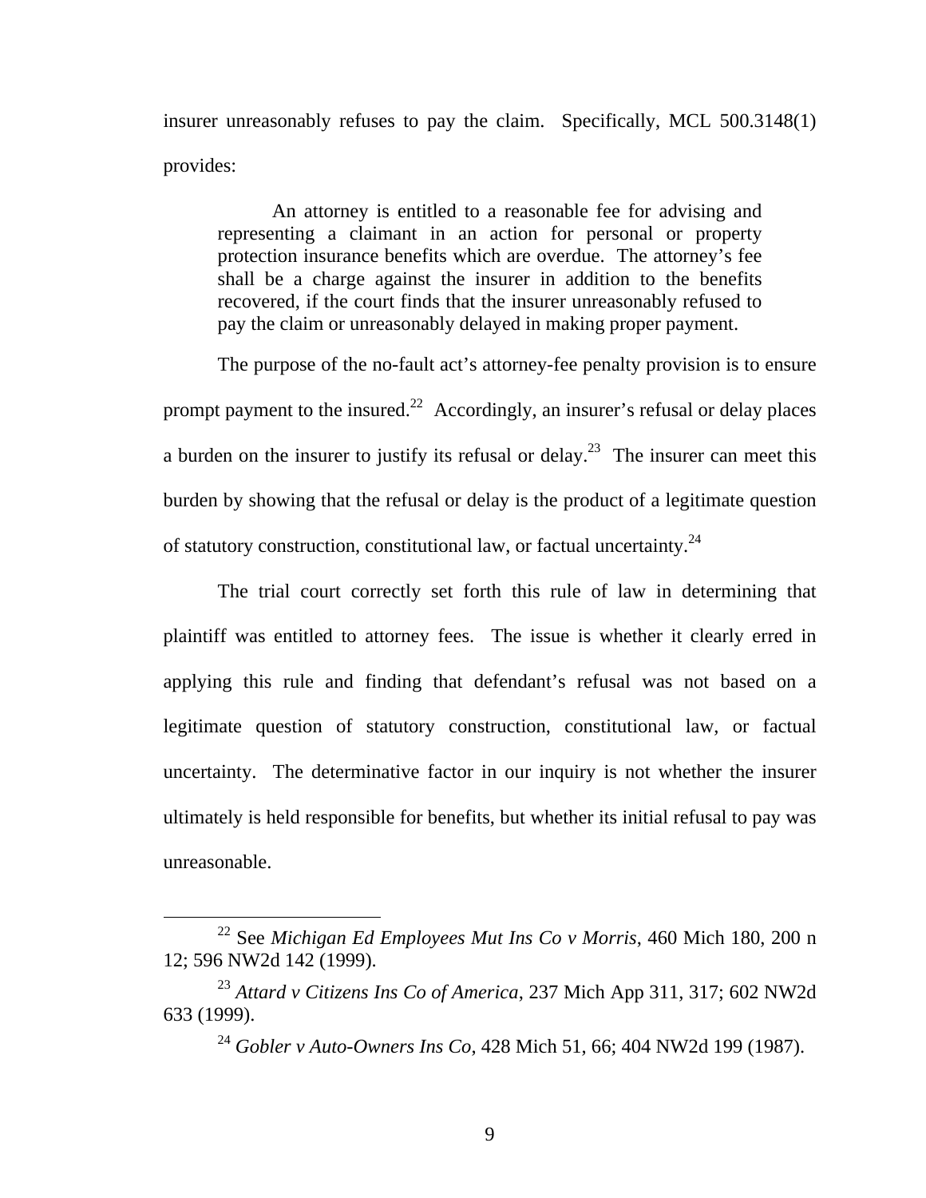insurer unreasonably refuses to pay the claim. Specifically, MCL 500.3148(1) provides:

> An attorney is entitled to a reasonable fee for advising and representing a claimant in an action for personal or property protection insurance benefits which are overdue. The attorney's fee shall be a charge against the insurer in addition to the benefits recovered, if the court finds that the insurer unreasonably refused to pay the claim or unreasonably delayed in making proper payment.

The purpose of the no-fault act's attorney-fee penalty provision is to ensure prompt payment to the insured.[22] Accordingly, an insurer's refusal or delay places a burden on the insurer to justify its refusal or delay.[23] The insurer can meet this burden by showing that the refusal or delay is the product of a legitimate question of statutory construction, constitutional law, or factual uncertainty.[24]

The trial court correctly set forth this rule of law in determining that plaintiff was entitled to attorney fees. The issue is whether it clearly erred in applying this rule and finding that defendant's refusal was not based on a legitimate question of statutory construction, constitutional law, or factual uncertainty. The determinative factor in our inquiry is not whether the insurer ultimately is held responsible for benefits, but whether its initial refusal to pay was unreasonable.

---

[22] See *Michigan Ed Employees Mut Ins Co v Morris*, 460 Mich 180, 200 n 12; 596 NW2d 142 (1999).

[23] *Attard v Citizens Ins Co of America*, 237 Mich App 311, 317; 602 NW2d 633 (1999).

[24] *Gobler v Auto-Owners Ins Co*, 428 Mich 51, 66; 404 NW2d 199 (1987).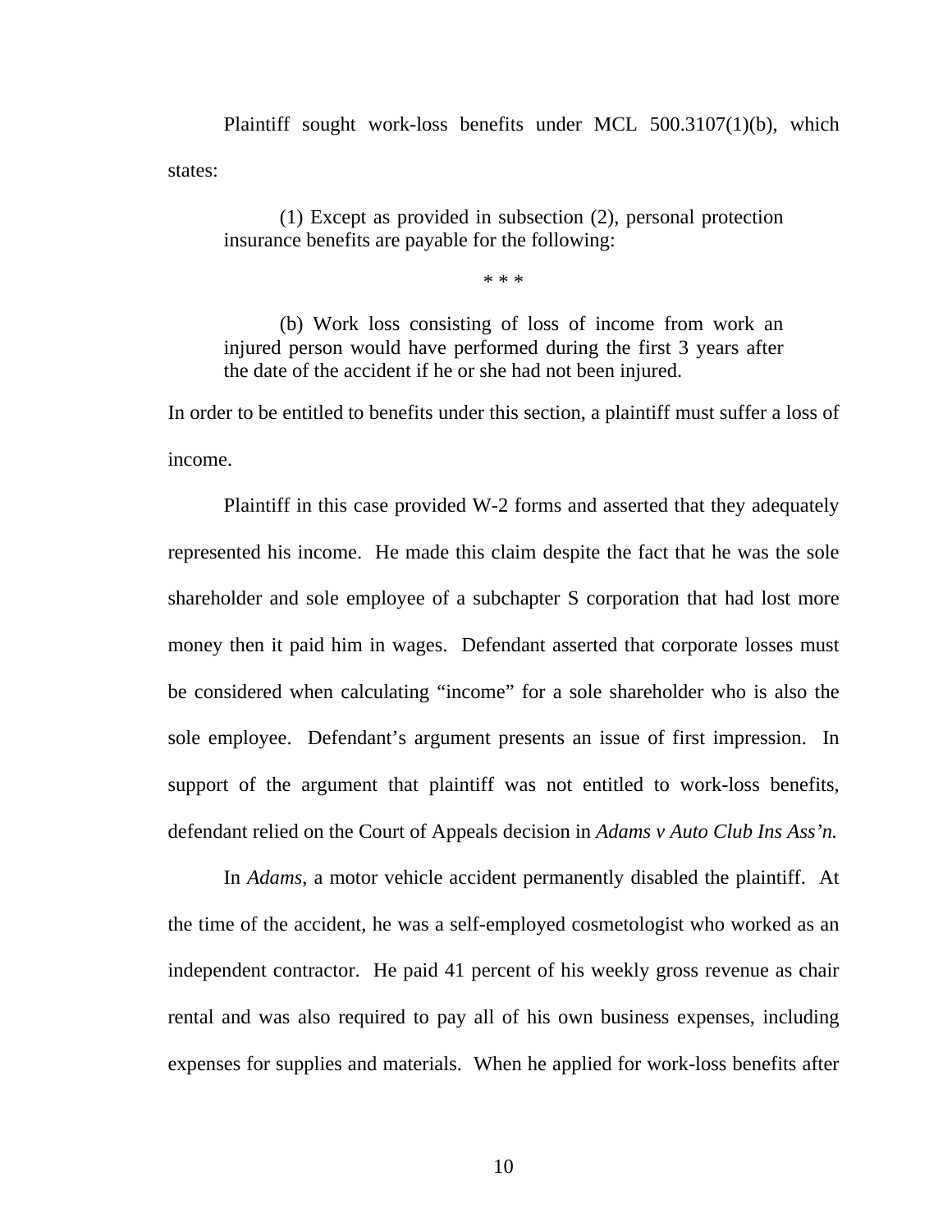Plaintiff sought work-loss benefits under MCL 500.3107(1)(b), which states:

> (1) Except as provided in subsection (2), personal protection insurance benefits are payable for the following:
>
> \* \* \*
>
> (b) Work loss consisting of loss of income from work an injured person would have performed during the first 3 years after the date of the accident if he or she had not been injured.

In order to be entitled to benefits under this section, a plaintiff must suffer a loss of income.

Plaintiff in this case provided W-2 forms and asserted that they adequately represented his income. He made this claim despite the fact that he was the sole shareholder and sole employee of a subchapter S corporation that had lost more money then it paid him in wages. Defendant asserted that corporate losses must be considered when calculating "income" for a sole shareholder who is also the sole employee. Defendant's argument presents an issue of first impression. In support of the argument that plaintiff was not entitled to work-loss benefits, defendant relied on the Court of Appeals decision in *Adams v Auto Club Ins Ass'n.*

In *Adams*, a motor vehicle accident permanently disabled the plaintiff. At the time of the accident, he was a self-employed cosmetologist who worked as an independent contractor. He paid 41 percent of his weekly gross revenue as chair rental and was also required to pay all of his own business expenses, including expenses for supplies and materials. When he applied for work-loss benefits after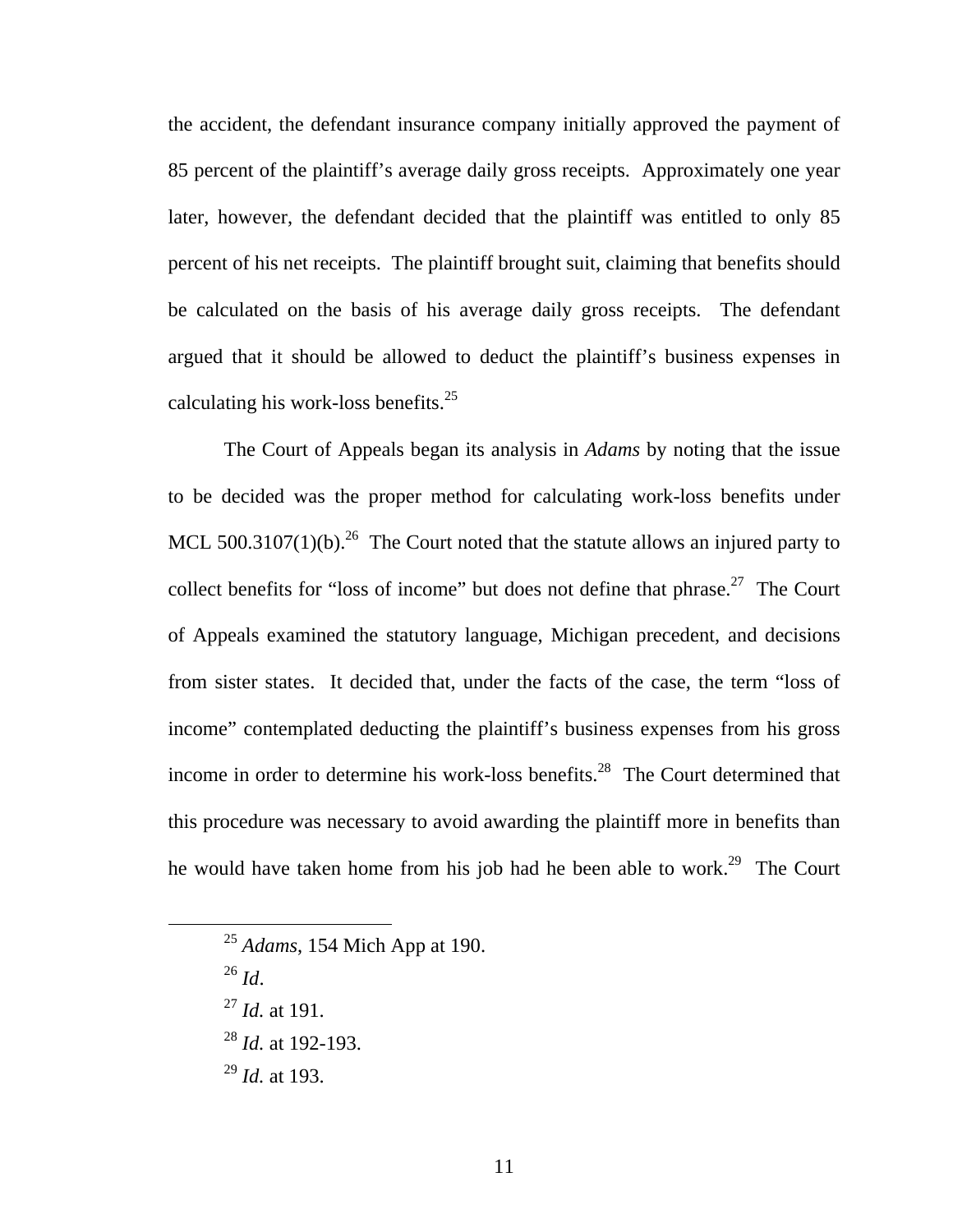the accident, the defendant insurance company initially approved the payment of 85 percent of the plaintiff's average daily gross receipts. Approximately one year later, however, the defendant decided that the plaintiff was entitled to only 85 percent of his net receipts. The plaintiff brought suit, claiming that benefits should be calculated on the basis of his average daily gross receipts. The defendant argued that it should be allowed to deduct the plaintiff's business expenses in calculating his work-loss benefits.[25]

The Court of Appeals began its analysis in *Adams* by noting that the issue to be decided was the proper method for calculating work-loss benefits under MCL 500.3107(1)(b).[26] The Court noted that the statute allows an injured party to collect benefits for "loss of income" but does not define that phrase.[27] The Court of Appeals examined the statutory language, Michigan precedent, and decisions from sister states. It decided that, under the facts of the case, the term "loss of income" contemplated deducting the plaintiff's business expenses from his gross income in order to determine his work-loss benefits.[28] The Court determined that this procedure was necessary to avoid awarding the plaintiff more in benefits than he would have taken home from his job had he been able to work.[29] The Court

---

[25] *Adams*, 154 Mich App at 190.

[26] *Id*.

[27] *Id.* at 191.

[28] *Id.* at 192-193.

[29] *Id.* at 193.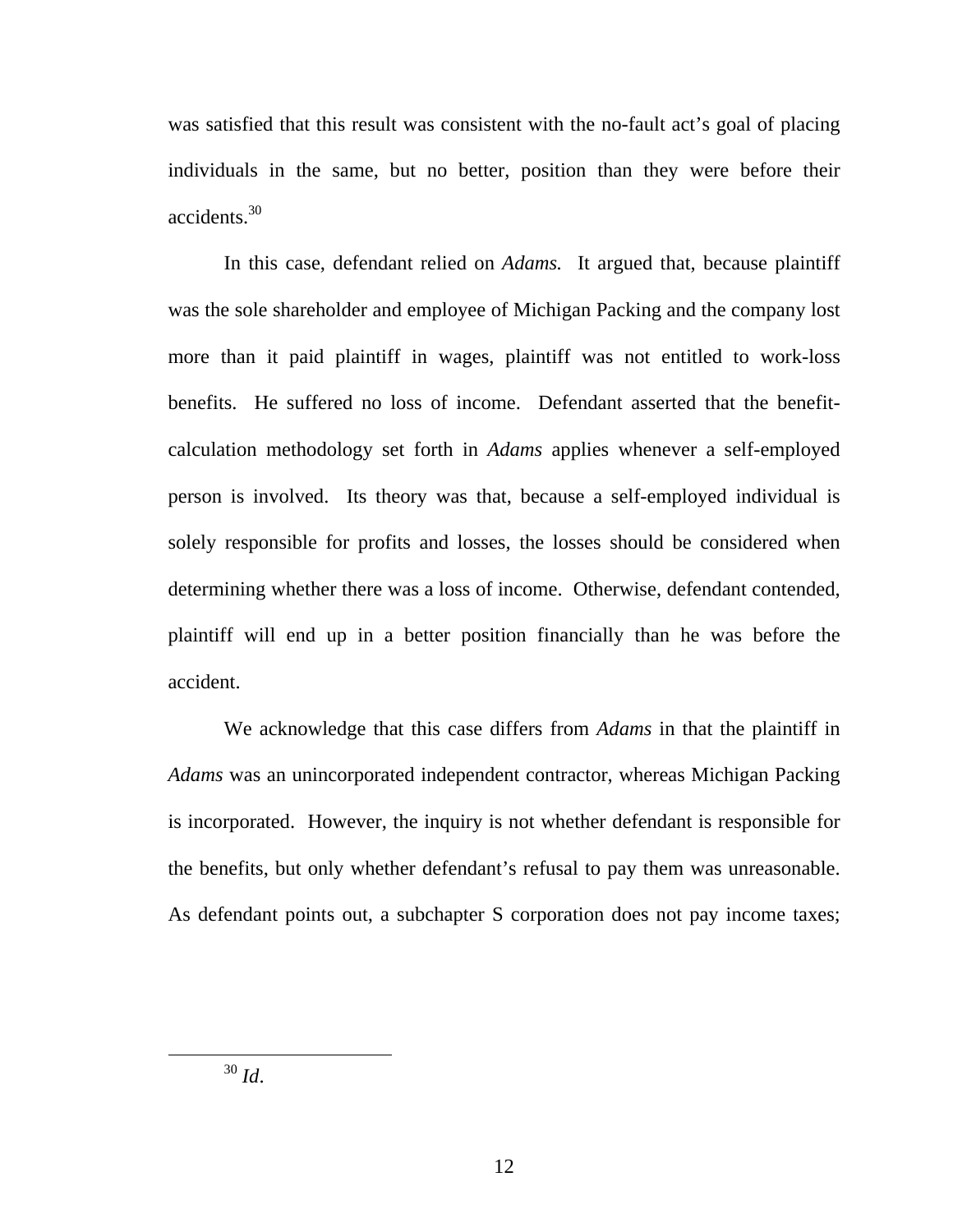was satisfied that this result was consistent with the no-fault act's goal of placing individuals in the same, but no better, position than they were before their accidents.[30]

In this case, defendant relied on *Adams.* It argued that, because plaintiff was the sole shareholder and employee of Michigan Packing and the company lost more than it paid plaintiff in wages, plaintiff was not entitled to work-loss benefits. He suffered no loss of income. Defendant asserted that the benefit-calculation methodology set forth in *Adams* applies whenever a self-employed person is involved. Its theory was that, because a self-employed individual is solely responsible for profits and losses, the losses should be considered when determining whether there was a loss of income. Otherwise, defendant contended, plaintiff will end up in a better position financially than he was before the accident.

We acknowledge that this case differs from *Adams* in that the plaintiff in *Adams* was an unincorporated independent contractor, whereas Michigan Packing is incorporated. However, the inquiry is not whether defendant is responsible for the benefits, but only whether defendant's refusal to pay them was unreasonable. As defendant points out, a subchapter S corporation does not pay income taxes;

---

[30] *Id*.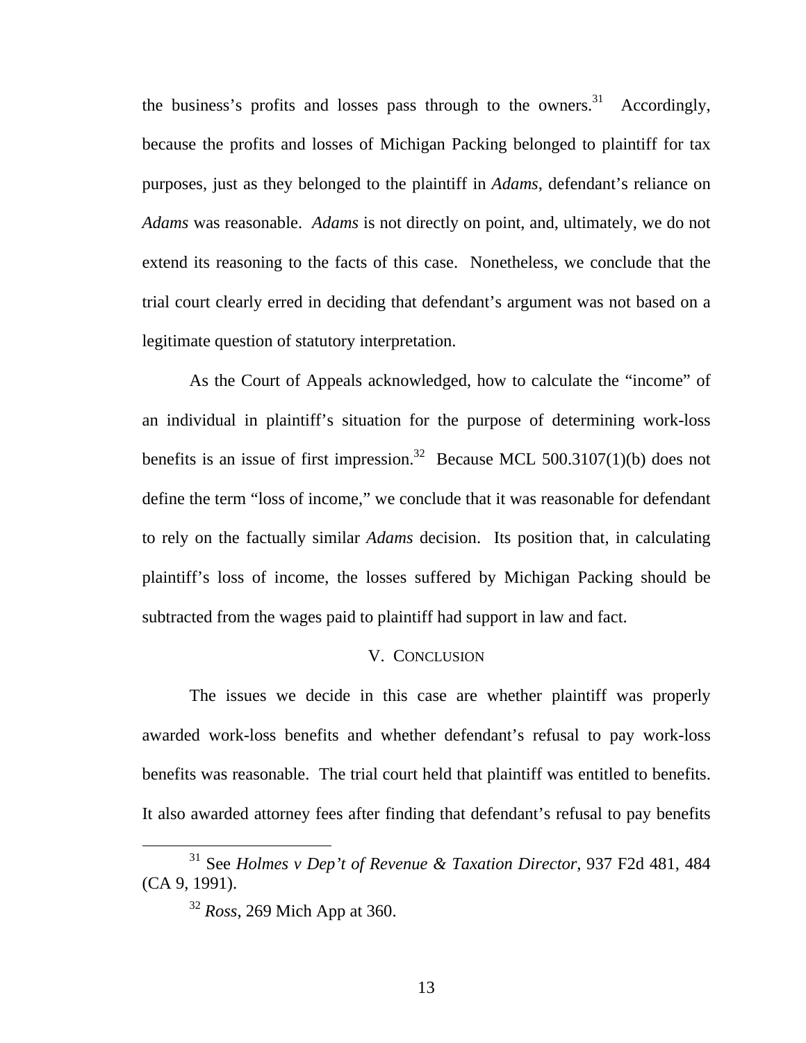the business's profits and losses pass through to the owners.[31] Accordingly, because the profits and losses of Michigan Packing belonged to plaintiff for tax purposes, just as they belonged to the plaintiff in *Adams*, defendant's reliance on *Adams* was reasonable. *Adams* is not directly on point, and, ultimately, we do not extend its reasoning to the facts of this case. Nonetheless, we conclude that the trial court clearly erred in deciding that defendant's argument was not based on a legitimate question of statutory interpretation.

As the Court of Appeals acknowledged, how to calculate the "income" of an individual in plaintiff's situation for the purpose of determining work-loss benefits is an issue of first impression.[32] Because MCL 500.3107(1)(b) does not define the term "loss of income," we conclude that it was reasonable for defendant to rely on the factually similar *Adams* decision. Its position that, in calculating plaintiff's loss of income, the losses suffered by Michigan Packing should be subtracted from the wages paid to plaintiff had support in law and fact.

## V. CONCLUSION

The issues we decide in this case are whether plaintiff was properly awarded work-loss benefits and whether defendant's refusal to pay work-loss benefits was reasonable. The trial court held that plaintiff was entitled to benefits. It also awarded attorney fees after finding that defendant's refusal to pay benefits

---

[31] See *Holmes v Dep't of Revenue & Taxation Director*, 937 F2d 481, 484 (CA 9, 1991).

[32] *Ross*, 269 Mich App at 360.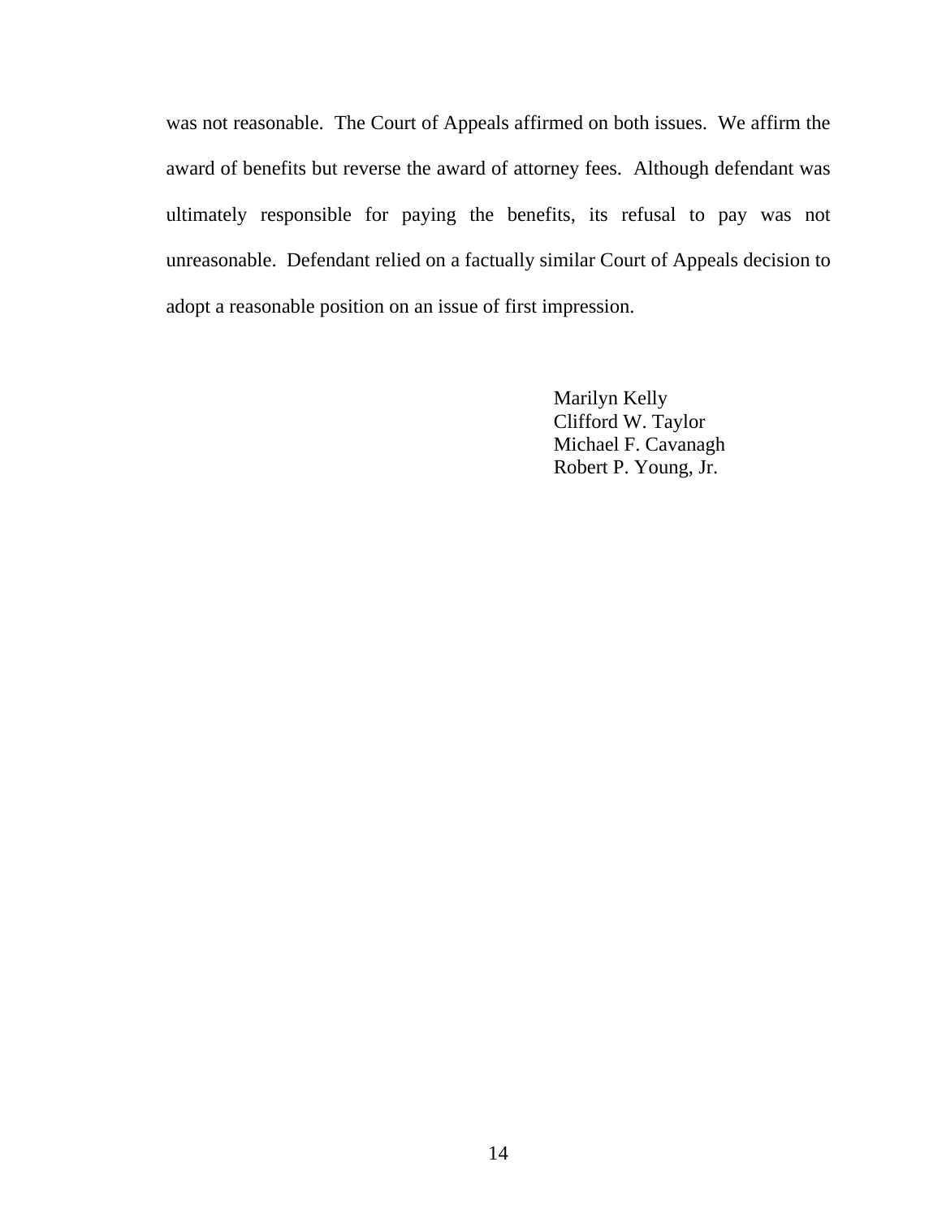was not reasonable. The Court of Appeals affirmed on both issues. We affirm the award of benefits but reverse the award of attorney fees. Although defendant was ultimately responsible for paying the benefits, its refusal to pay was not unreasonable. Defendant relied on a factually similar Court of Appeals decision to adopt a reasonable position on an issue of first impression.

Marilyn Kelly
Clifford W. Taylor
Michael F. Cavanagh
Robert P. Young, Jr.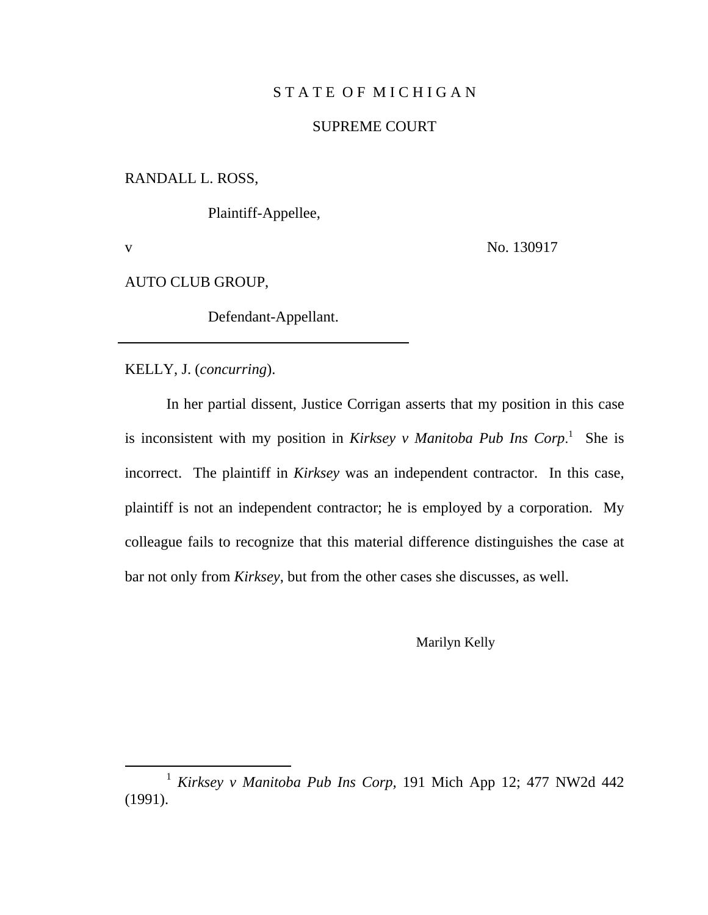STATE OF MICHIGAN

SUPREME COURT

RANDALL L. ROSS,

Plaintiff-Appellee,

v No. 130917

AUTO CLUB GROUP,

Defendant-Appellant.

---

KELLY, J. (*concurring*).

In her partial dissent, Justice Corrigan asserts that my position in this case is inconsistent with my position in *Kirksey v Manitoba Pub Ins Corp*.[1] She is incorrect. The plaintiff in *Kirksey* was an independent contractor. In this case, plaintiff is not an independent contractor; he is employed by a corporation. My colleague fails to recognize that this material difference distinguishes the case at bar not only from *Kirksey*, but from the other cases she discusses, as well.

Marilyn Kelly

---

[1] *Kirksey v Manitoba Pub Ins Corp*, 191 Mich App 12; 477 NW2d 442 (1991).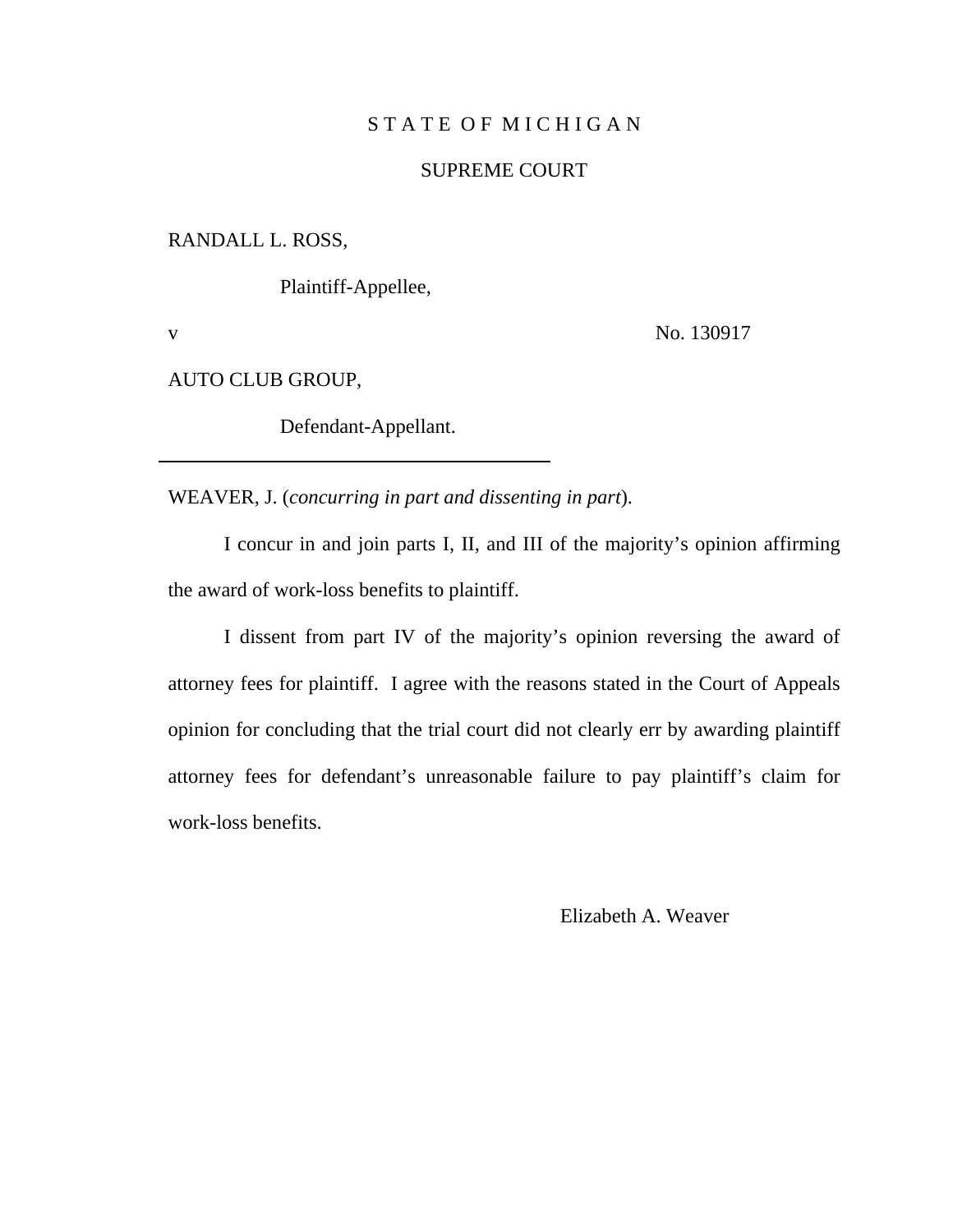S T A T E O F M I C H I G A N

SUPREME COURT

RANDALL L. ROSS,

Plaintiff-Appellee,

v No. 130917

AUTO CLUB GROUP,

Defendant-Appellant.

---

WEAVER, J. (*concurring in part and dissenting in part*).

I concur in and join parts I, II, and III of the majority's opinion affirming the award of work-loss benefits to plaintiff.

I dissent from part IV of the majority's opinion reversing the award of attorney fees for plaintiff. I agree with the reasons stated in the Court of Appeals opinion for concluding that the trial court did not clearly err by awarding plaintiff attorney fees for defendant's unreasonable failure to pay plaintiff's claim for work-loss benefits.

Elizabeth A. Weaver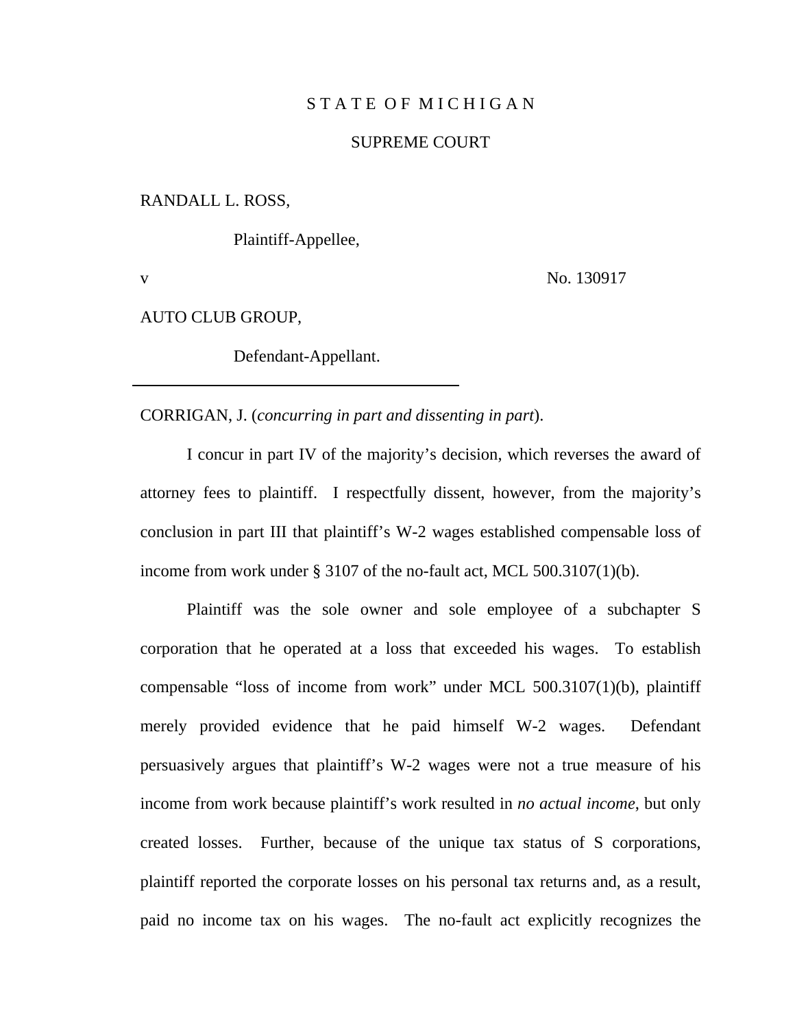S T A T E O F M I C H I G A N

SUPREME COURT

RANDALL L. ROSS,

Plaintiff-Appellee,

v No. 130917

AUTO CLUB GROUP,

Defendant-Appellant.

---

CORRIGAN, J. (*concurring in part and dissenting in part*).

I concur in part IV of the majority's decision, which reverses the award of attorney fees to plaintiff. I respectfully dissent, however, from the majority's conclusion in part III that plaintiff's W-2 wages established compensable loss of income from work under § 3107 of the no-fault act, MCL 500.3107(1)(b).

Plaintiff was the sole owner and sole employee of a subchapter S corporation that he operated at a loss that exceeded his wages. To establish compensable "loss of income from work" under MCL 500.3107(1)(b), plaintiff merely provided evidence that he paid himself W-2 wages. Defendant persuasively argues that plaintiff's W-2 wages were not a true measure of his income from work because plaintiff's work resulted in *no actual income*, but only created losses. Further, because of the unique tax status of S corporations, plaintiff reported the corporate losses on his personal tax returns and, as a result, paid no income tax on his wages. The no-fault act explicitly recognizes the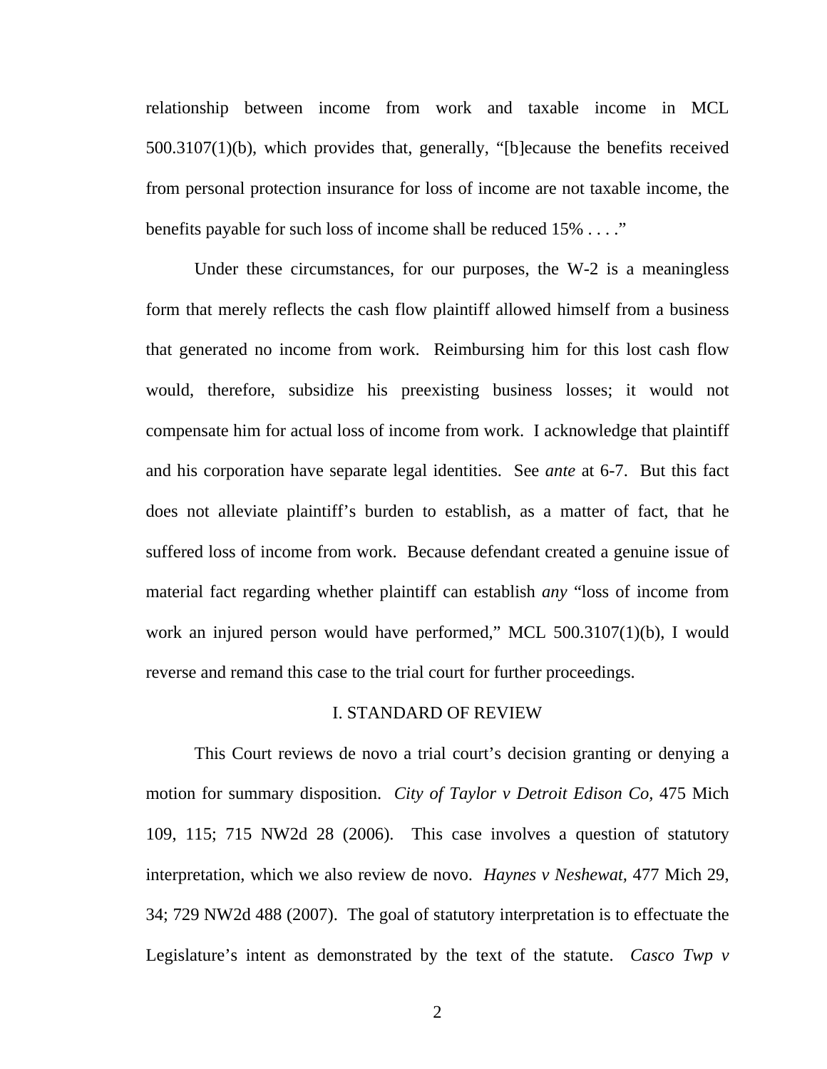relationship between income from work and taxable income in MCL 500.3107(1)(b), which provides that, generally, "[b]ecause the benefits received from personal protection insurance for loss of income are not taxable income, the benefits payable for such loss of income shall be reduced 15% . . . ."

Under these circumstances, for our purposes, the W-2 is a meaningless form that merely reflects the cash flow plaintiff allowed himself from a business that generated no income from work. Reimbursing him for this lost cash flow would, therefore, subsidize his preexisting business losses; it would not compensate him for actual loss of income from work. I acknowledge that plaintiff and his corporation have separate legal identities. See *ante* at 6-7. But this fact does not alleviate plaintiff's burden to establish, as a matter of fact, that he suffered loss of income from work. Because defendant created a genuine issue of material fact regarding whether plaintiff can establish *any* "loss of income from work an injured person would have performed," MCL 500.3107(1)(b), I would reverse and remand this case to the trial court for further proceedings.

## I. STANDARD OF REVIEW

This Court reviews de novo a trial court's decision granting or denying a motion for summary disposition. *City of Taylor v Detroit Edison Co,* 475 Mich 109, 115; 715 NW2d 28 (2006). This case involves a question of statutory interpretation, which we also review de novo. *Haynes v Neshewat,* 477 Mich 29, 34; 729 NW2d 488 (2007). The goal of statutory interpretation is to effectuate the Legislature's intent as demonstrated by the text of the statute. *Casco Twp v*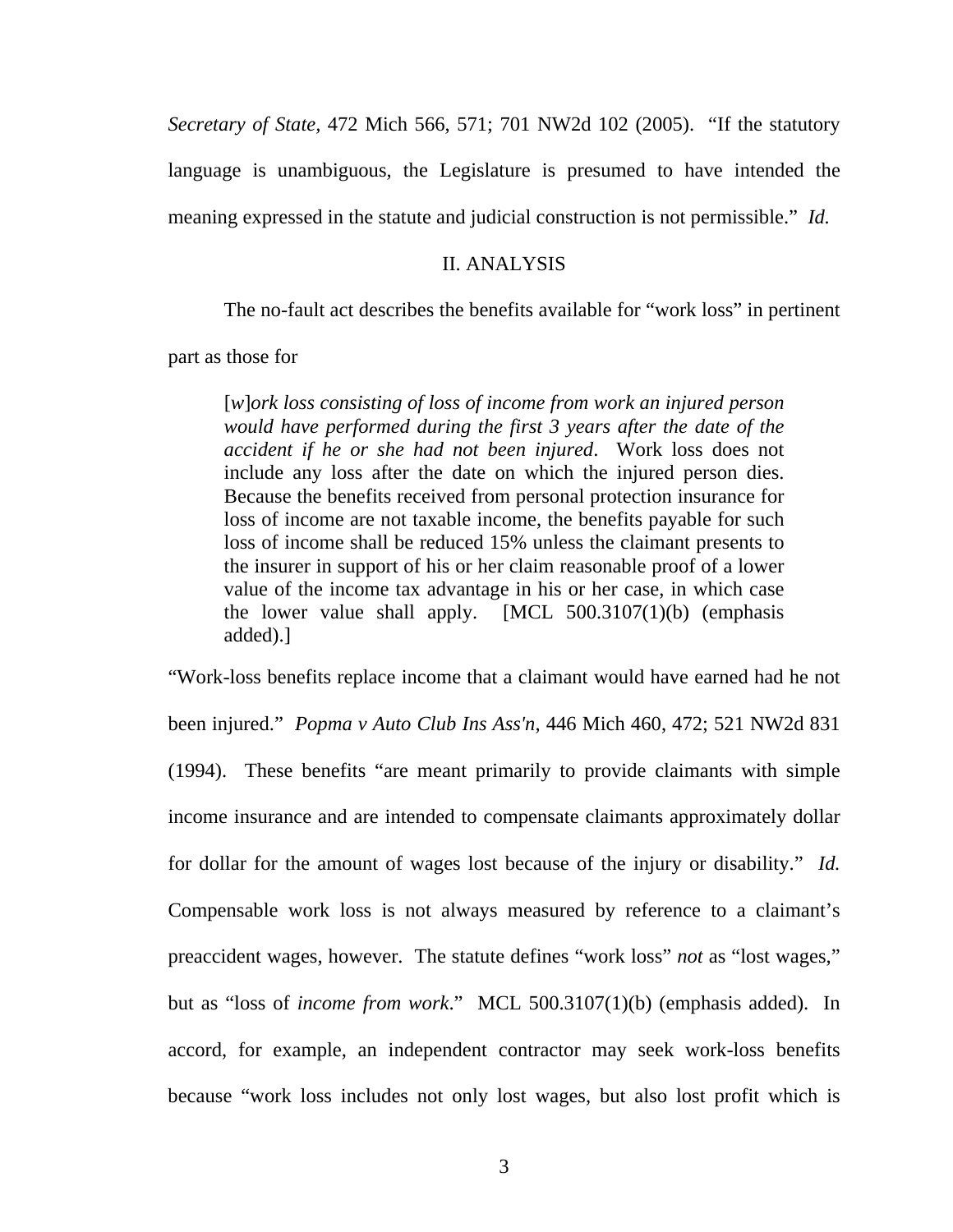*Secretary of State,* 472 Mich 566, 571; 701 NW2d 102 (2005). "If the statutory language is unambiguous, the Legislature is presumed to have intended the meaning expressed in the statute and judicial construction is not permissible." *Id.*

## II. ANALYSIS

The no-fault act describes the benefits available for "work loss" in pertinent part as those for

> [*w*]*ork loss consisting of loss of income from work an injured person would have performed during the first 3 years after the date of the accident if he or she had not been injured*. Work loss does not include any loss after the date on which the injured person dies. Because the benefits received from personal protection insurance for loss of income are not taxable income, the benefits payable for such loss of income shall be reduced 15% unless the claimant presents to the insurer in support of his or her claim reasonable proof of a lower value of the income tax advantage in his or her case, in which case the lower value shall apply. [MCL 500.3107(1)(b) (emphasis added).]

"Work-loss benefits replace income that a claimant would have earned had he not been injured." *Popma v Auto Club Ins Ass'n*, 446 Mich 460, 472; 521 NW2d 831 (1994). These benefits "are meant primarily to provide claimants with simple income insurance and are intended to compensate claimants approximately dollar for dollar for the amount of wages lost because of the injury or disability." *Id.* Compensable work loss is not always measured by reference to a claimant's preaccident wages, however. The statute defines "work loss" *not* as "lost wages," but as "loss of *income from work*." MCL 500.3107(1)(b) (emphasis added). In accord, for example, an independent contractor may seek work-loss benefits because "work loss includes not only lost wages, but also lost profit which is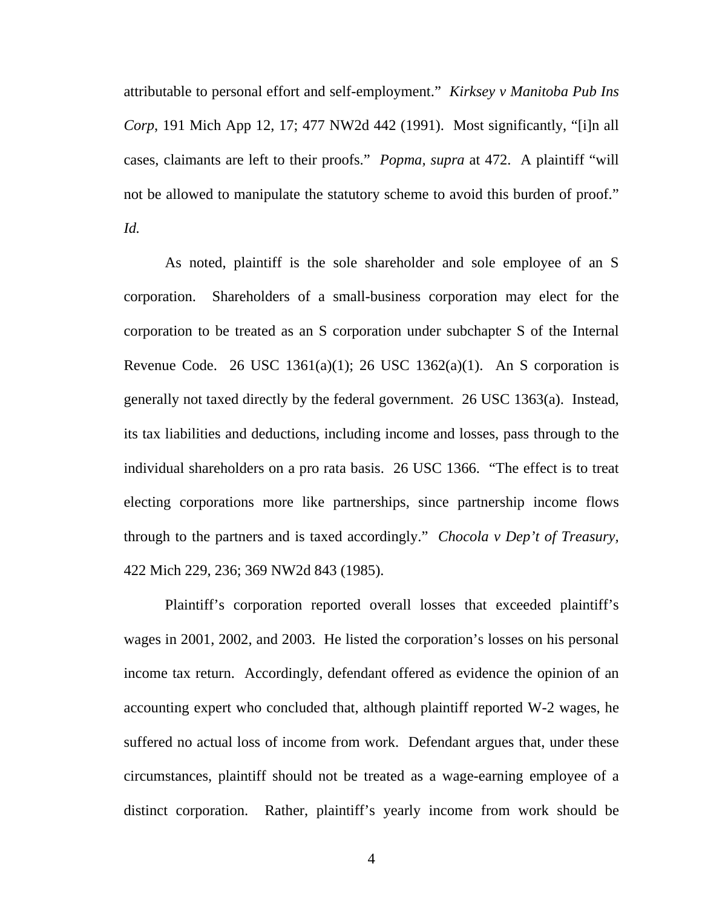attributable to personal effort and self-employment." *Kirksey v Manitoba Pub Ins Corp*, 191 Mich App 12, 17; 477 NW2d 442 (1991). Most significantly, "[i]n all cases, claimants are left to their proofs." *Popma, supra* at 472. A plaintiff "will not be allowed to manipulate the statutory scheme to avoid this burden of proof." *Id.*

As noted, plaintiff is the sole shareholder and sole employee of an S corporation. Shareholders of a small-business corporation may elect for the corporation to be treated as an S corporation under subchapter S of the Internal Revenue Code. 26 USC 1361(a)(1); 26 USC 1362(a)(1). An S corporation is generally not taxed directly by the federal government. 26 USC 1363(a). Instead, its tax liabilities and deductions, including income and losses, pass through to the individual shareholders on a pro rata basis. 26 USC 1366. "The effect is to treat electing corporations more like partnerships, since partnership income flows through to the partners and is taxed accordingly." *Chocola v Dep't of Treasury*, 422 Mich 229, 236; 369 NW2d 843 (1985).

Plaintiff's corporation reported overall losses that exceeded plaintiff's wages in 2001, 2002, and 2003. He listed the corporation's losses on his personal income tax return. Accordingly, defendant offered as evidence the opinion of an accounting expert who concluded that, although plaintiff reported W-2 wages, he suffered no actual loss of income from work. Defendant argues that, under these circumstances, plaintiff should not be treated as a wage-earning employee of a distinct corporation. Rather, plaintiff's yearly income from work should be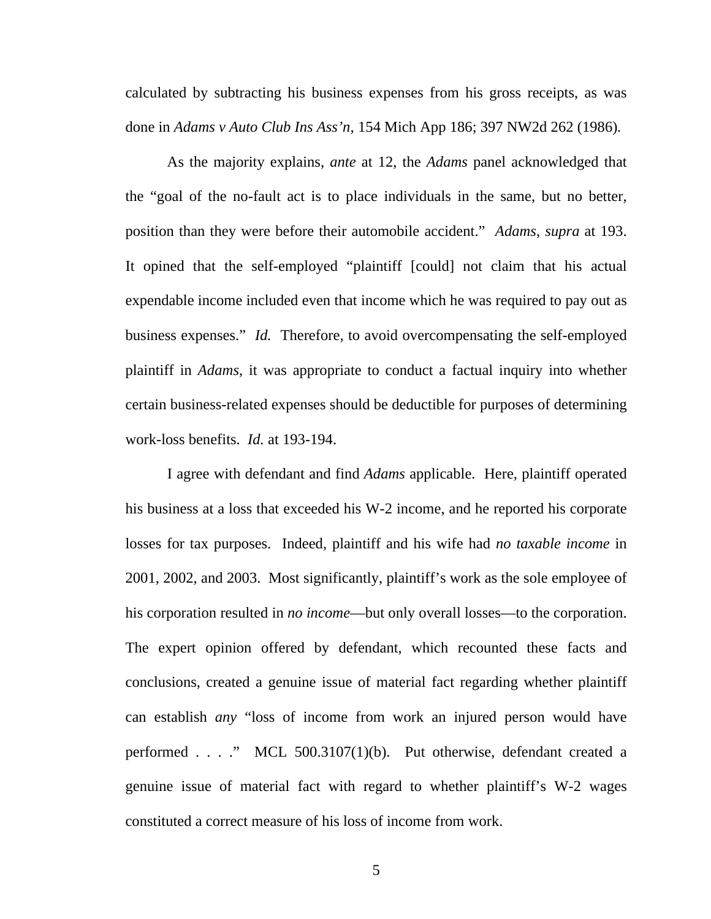calculated by subtracting his business expenses from his gross receipts, as was done in *Adams v Auto Club Ins Ass'n*, 154 Mich App 186; 397 NW2d 262 (1986).

As the majority explains, *ante* at 12, the *Adams* panel acknowledged that the "goal of the no-fault act is to place individuals in the same, but no better, position than they were before their automobile accident." *Adams*, *supra* at 193. It opined that the self-employed "plaintiff [could] not claim that his actual expendable income included even that income which he was required to pay out as business expenses." *Id.* Therefore, to avoid overcompensating the self-employed plaintiff in *Adams*, it was appropriate to conduct a factual inquiry into whether certain business-related expenses should be deductible for purposes of determining work-loss benefits. *Id.* at 193-194.

I agree with defendant and find *Adams* applicable. Here, plaintiff operated his business at a loss that exceeded his W-2 income, and he reported his corporate losses for tax purposes. Indeed, plaintiff and his wife had *no taxable income* in 2001, 2002, and 2003. Most significantly, plaintiff's work as the sole employee of his corporation resulted in *no income*—but only overall losses—to the corporation. The expert opinion offered by defendant, which recounted these facts and conclusions, created a genuine issue of material fact regarding whether plaintiff can establish *any* "loss of income from work an injured person would have performed . . . ." MCL 500.3107(1)(b). Put otherwise, defendant created a genuine issue of material fact with regard to whether plaintiff's W-2 wages constituted a correct measure of his loss of income from work.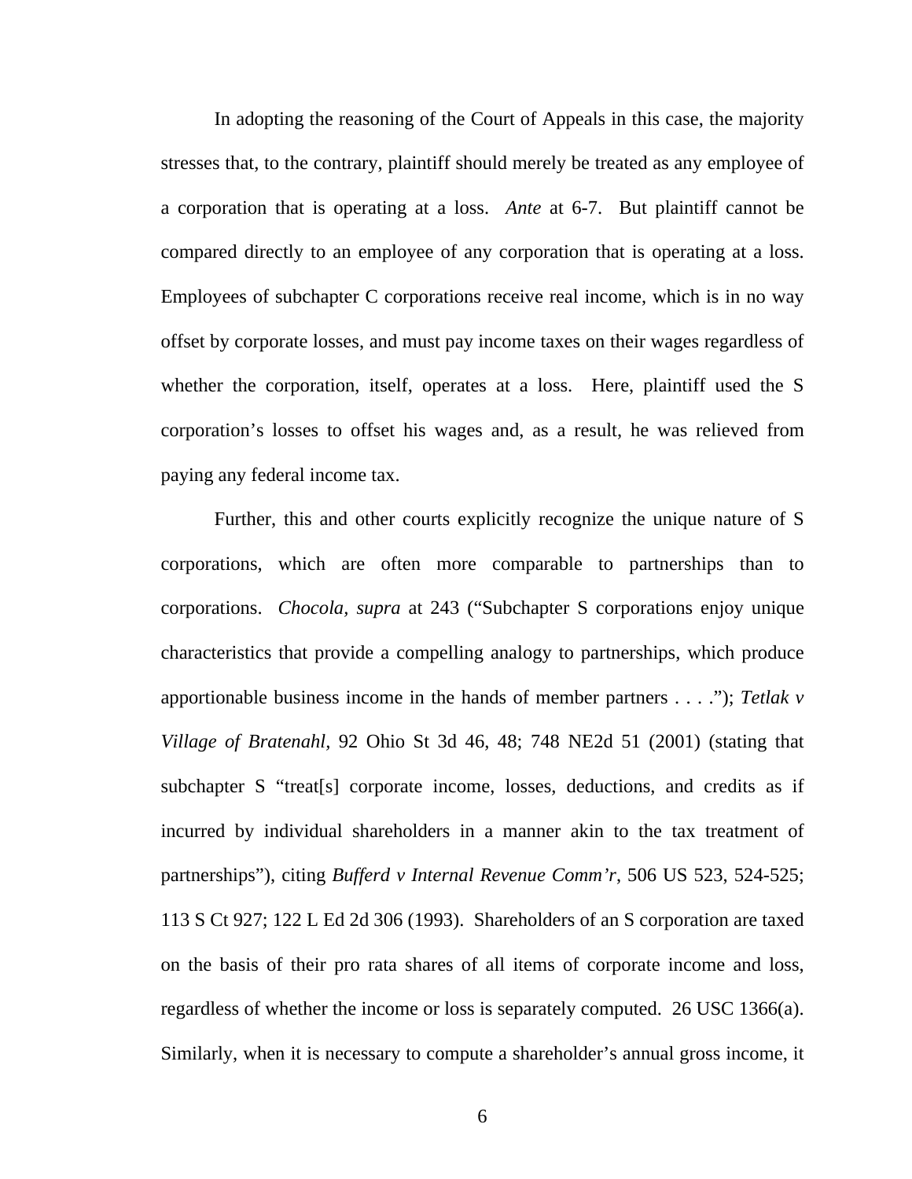In adopting the reasoning of the Court of Appeals in this case, the majority stresses that, to the contrary, plaintiff should merely be treated as any employee of a corporation that is operating at a loss. *Ante* at 6-7. But plaintiff cannot be compared directly to an employee of any corporation that is operating at a loss. Employees of subchapter C corporations receive real income, which is in no way offset by corporate losses, and must pay income taxes on their wages regardless of whether the corporation, itself, operates at a loss. Here, plaintiff used the S corporation's losses to offset his wages and, as a result, he was relieved from paying any federal income tax.

Further, this and other courts explicitly recognize the unique nature of S corporations, which are often more comparable to partnerships than to corporations. *Chocola, supra* at 243 ("Subchapter S corporations enjoy unique characteristics that provide a compelling analogy to partnerships, which produce apportionable business income in the hands of member partners . . . ."); *Tetlak v Village of Bratenahl*, 92 Ohio St 3d 46, 48; 748 NE2d 51 (2001) (stating that subchapter S "treat[s] corporate income, losses, deductions, and credits as if incurred by individual shareholders in a manner akin to the tax treatment of partnerships"), citing *Bufferd v Internal Revenue Comm'r*, 506 US 523, 524-525; 113 S Ct 927; 122 L Ed 2d 306 (1993). Shareholders of an S corporation are taxed on the basis of their pro rata shares of all items of corporate income and loss, regardless of whether the income or loss is separately computed. 26 USC 1366(a). Similarly, when it is necessary to compute a shareholder's annual gross income, it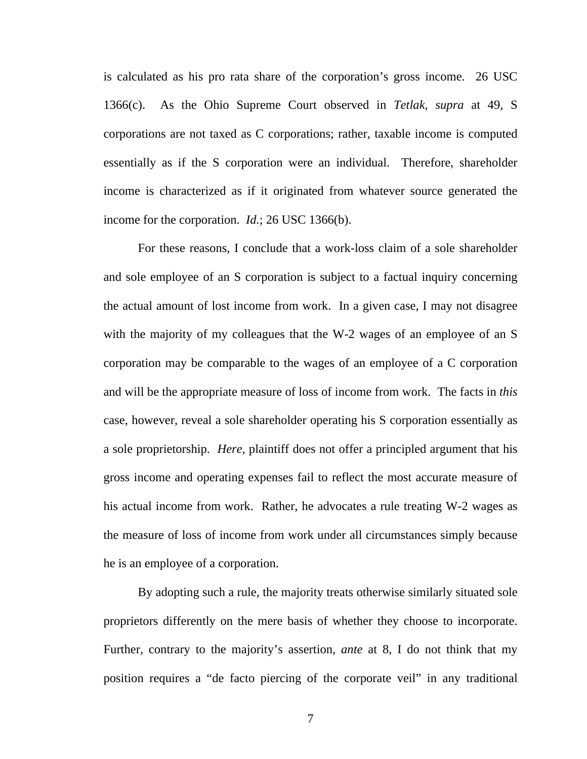is calculated as his pro rata share of the corporation's gross income. 26 USC 1366(c). As the Ohio Supreme Court observed in *Tetlak, supra* at 49, S corporations are not taxed as C corporations; rather, taxable income is computed essentially as if the S corporation were an individual. Therefore, shareholder income is characterized as if it originated from whatever source generated the income for the corporation. *Id.*; 26 USC 1366(b).

For these reasons, I conclude that a work-loss claim of a sole shareholder and sole employee of an S corporation is subject to a factual inquiry concerning the actual amount of lost income from work. In a given case, I may not disagree with the majority of my colleagues that the W-2 wages of an employee of an S corporation may be comparable to the wages of an employee of a C corporation and will be the appropriate measure of loss of income from work. The facts in *this* case, however, reveal a sole shareholder operating his S corporation essentially as a sole proprietorship. *Here*, plaintiff does not offer a principled argument that his gross income and operating expenses fail to reflect the most accurate measure of his actual income from work. Rather, he advocates a rule treating W-2 wages as the measure of loss of income from work under all circumstances simply because he is an employee of a corporation.

By adopting such a rule, the majority treats otherwise similarly situated sole proprietors differently on the mere basis of whether they choose to incorporate. Further, contrary to the majority's assertion, *ante* at 8, I do not think that my position requires a "de facto piercing of the corporate veil" in any traditional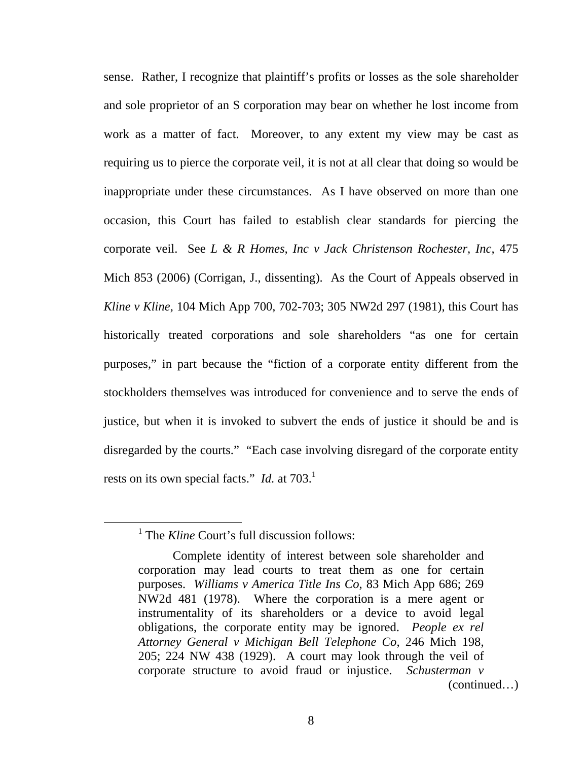sense. Rather, I recognize that plaintiff's profits or losses as the sole shareholder and sole proprietor of an S corporation may bear on whether he lost income from work as a matter of fact. Moreover, to any extent my view may be cast as requiring us to pierce the corporate veil, it is not at all clear that doing so would be inappropriate under these circumstances. As I have observed on more than one occasion, this Court has failed to establish clear standards for piercing the corporate veil. See *L & R Homes, Inc v Jack Christenson Rochester, Inc,* 475 Mich 853 (2006) (Corrigan, J., dissenting). As the Court of Appeals observed in *Kline v Kline*, 104 Mich App 700, 702-703; 305 NW2d 297 (1981), this Court has historically treated corporations and sole shareholders "as one for certain purposes," in part because the "fiction of a corporate entity different from the stockholders themselves was introduced for convenience and to serve the ends of justice, but when it is invoked to subvert the ends of justice it should be and is disregarded by the courts." "Each case involving disregard of the corporate entity rests on its own special facts." *Id.* at 703.[1]

---

[1] The *Kline* Court's full discussion follows:

> Complete identity of interest between sole shareholder and corporation may lead courts to treat them as one for certain purposes. *Williams v America Title Ins Co*, 83 Mich App 686; 269 NW2d 481 (1978). Where the corporation is a mere agent or instrumentality of its shareholders or a device to avoid legal obligations, the corporate entity may be ignored. *People ex rel Attorney General v Michigan Bell Telephone Co*, 246 Mich 198, 205; 224 NW 438 (1929). A court may look through the veil of corporate structure to avoid fraud or injustice. *Schusterman v*

(continued…)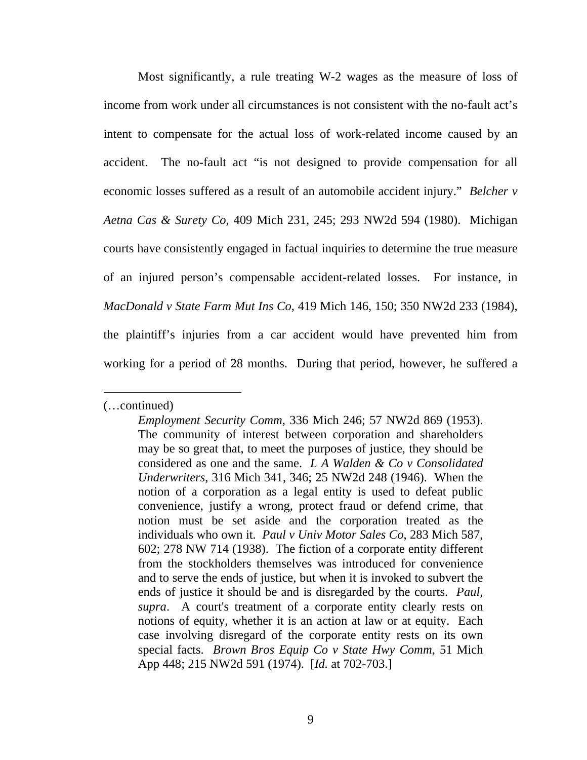Most significantly, a rule treating W-2 wages as the measure of loss of income from work under all circumstances is not consistent with the no-fault act's intent to compensate for the actual loss of work-related income caused by an accident. The no-fault act "is not designed to provide compensation for all economic losses suffered as a result of an automobile accident injury." *Belcher v Aetna Cas & Surety Co*, 409 Mich 231, 245; 293 NW2d 594 (1980). Michigan courts have consistently engaged in factual inquiries to determine the true measure of an injured person's compensable accident-related losses. For instance, in *MacDonald v State Farm Mut Ins Co*, 419 Mich 146, 150; 350 NW2d 233 (1984), the plaintiff's injuries from a car accident would have prevented him from working for a period of 28 months. During that period, however, he suffered a

---

(…continued)

> *Employment Security Comm*, 336 Mich 246; 57 NW2d 869 (1953). The community of interest between corporation and shareholders may be so great that, to meet the purposes of justice, they should be considered as one and the same. *L A Walden & Co v Consolidated Underwriters*, 316 Mich 341, 346; 25 NW2d 248 (1946). When the notion of a corporation as a legal entity is used to defeat public convenience, justify a wrong, protect fraud or defend crime, that notion must be set aside and the corporation treated as the individuals who own it. *Paul v Univ Motor Sales Co*, 283 Mich 587, 602; 278 NW 714 (1938). The fiction of a corporate entity different from the stockholders themselves was introduced for convenience and to serve the ends of justice, but when it is invoked to subvert the ends of justice it should be and is disregarded by the courts. *Paul, supra*. A court's treatment of a corporate entity clearly rests on notions of equity, whether it is an action at law or at equity. Each case involving disregard of the corporate entity rests on its own special facts. *Brown Bros Equip Co v State Hwy Comm*, 51 Mich App 448; 215 NW2d 591 (1974). [*Id.* at 702-703.]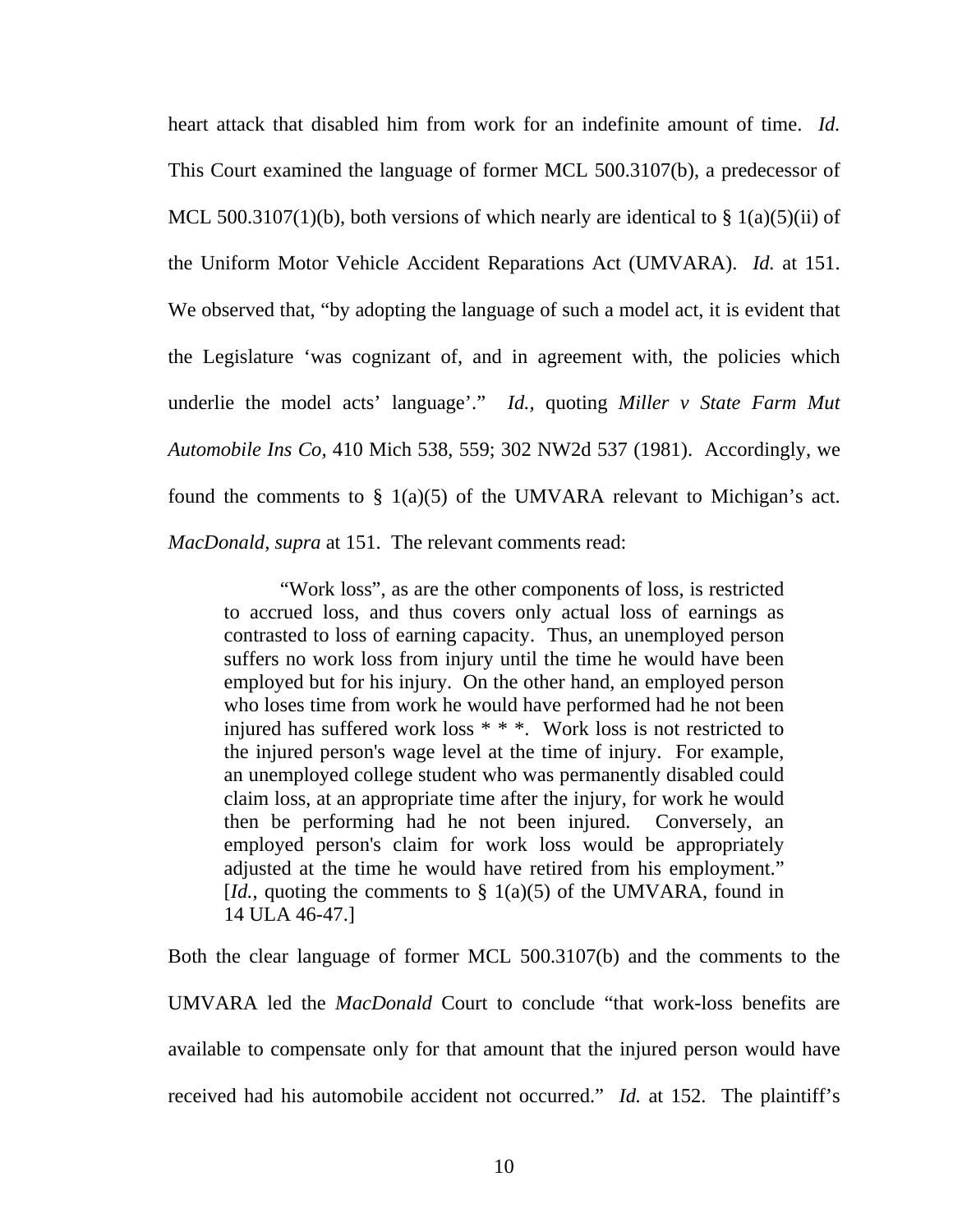heart attack that disabled him from work for an indefinite amount of time. *Id.* This Court examined the language of former MCL 500.3107(b), a predecessor of MCL 500.3107(1)(b), both versions of which nearly are identical to § 1(a)(5)(ii) of the Uniform Motor Vehicle Accident Reparations Act (UMVARA). *Id.* at 151. We observed that, "by adopting the language of such a model act, it is evident that the Legislature 'was cognizant of, and in agreement with, the policies which underlie the model acts' language'." *Id.*, quoting *Miller v State Farm Mut Automobile Ins Co*, 410 Mich 538, 559; 302 NW2d 537 (1981). Accordingly, we found the comments to § 1(a)(5) of the UMVARA relevant to Michigan's act. *MacDonald*, *supra* at 151. The relevant comments read:

> "Work loss", as are the other components of loss, is restricted to accrued loss, and thus covers only actual loss of earnings as contrasted to loss of earning capacity. Thus, an unemployed person suffers no work loss from injury until the time he would have been employed but for his injury. On the other hand, an employed person who loses time from work he would have performed had he not been injured has suffered work loss * * *. Work loss is not restricted to the injured person's wage level at the time of injury. For example, an unemployed college student who was permanently disabled could claim loss, at an appropriate time after the injury, for work he would then be performing had he not been injured. Conversely, an employed person's claim for work loss would be appropriately adjusted at the time he would have retired from his employment." [*Id.*, quoting the comments to § 1(a)(5) of the UMVARA, found in 14 ULA 46-47.]

Both the clear language of former MCL 500.3107(b) and the comments to the UMVARA led the *MacDonald* Court to conclude "that work-loss benefits are available to compensate only for that amount that the injured person would have received had his automobile accident not occurred." *Id.* at 152. The plaintiff's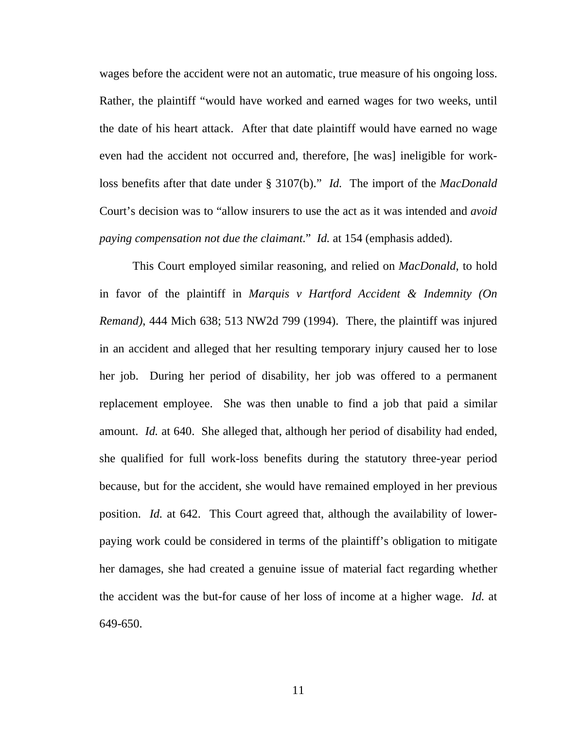wages before the accident were not an automatic, true measure of his ongoing loss. Rather, the plaintiff "would have worked and earned wages for two weeks, until the date of his heart attack. After that date plaintiff would have earned no wage even had the accident not occurred and, therefore, [he was] ineligible for work-loss benefits after that date under § 3107(b)." *Id.* The import of the *MacDonald* Court's decision was to "allow insurers to use the act as it was intended and *avoid paying compensation not due the claimant.*" *Id.* at 154 (emphasis added).

This Court employed similar reasoning, and relied on *MacDonald,* to hold in favor of the plaintiff in *Marquis v Hartford Accident & Indemnity (On Remand)*, 444 Mich 638; 513 NW2d 799 (1994). There, the plaintiff was injured in an accident and alleged that her resulting temporary injury caused her to lose her job. During her period of disability, her job was offered to a permanent replacement employee. She was then unable to find a job that paid a similar amount. *Id.* at 640. She alleged that, although her period of disability had ended, she qualified for full work-loss benefits during the statutory three-year period because, but for the accident, she would have remained employed in her previous position. *Id.* at 642. This Court agreed that, although the availability of lower-paying work could be considered in terms of the plaintiff's obligation to mitigate her damages, she had created a genuine issue of material fact regarding whether the accident was the but-for cause of her loss of income at a higher wage. *Id.* at 649-650.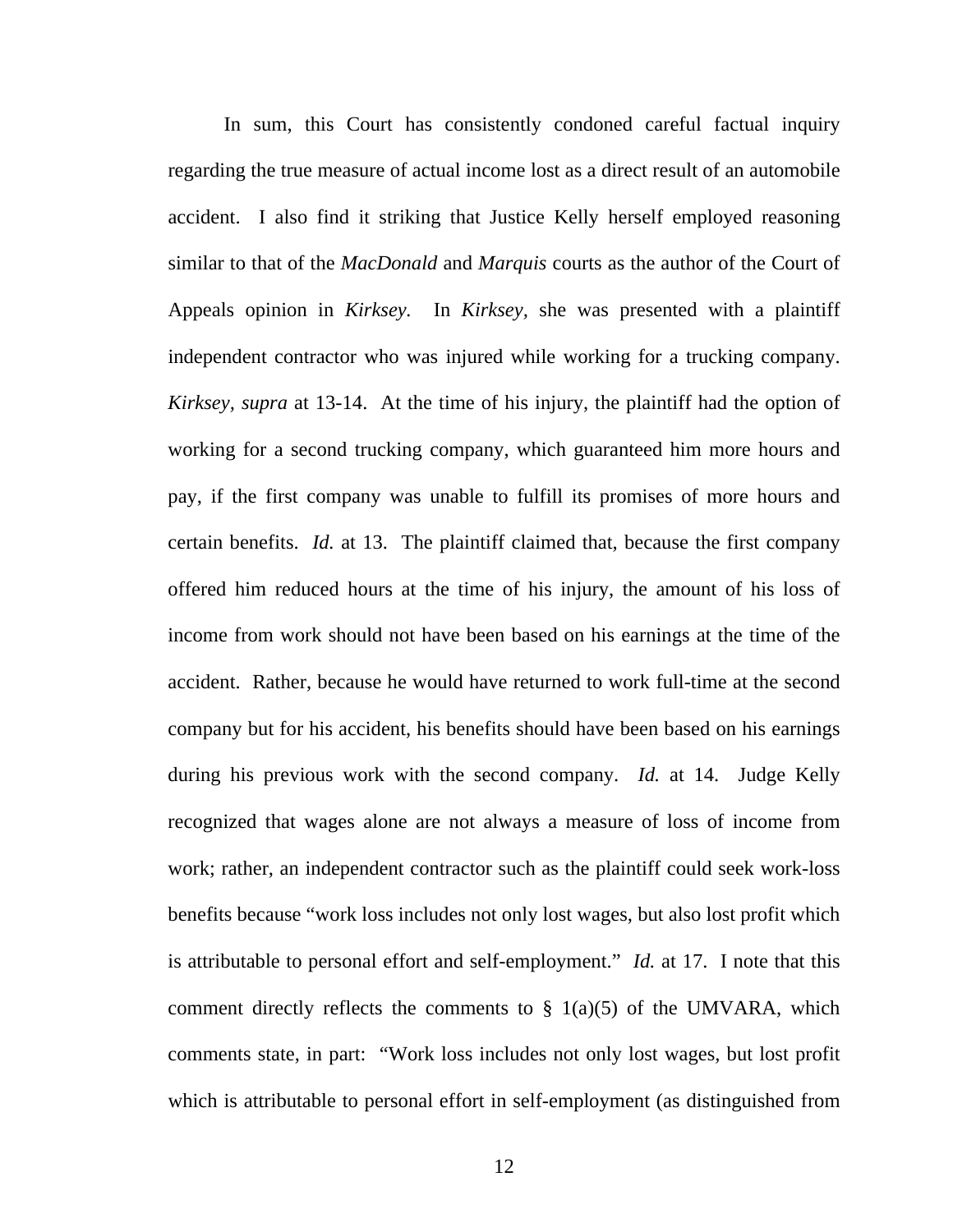In sum, this Court has consistently condoned careful factual inquiry regarding the true measure of actual income lost as a direct result of an automobile accident. I also find it striking that Justice Kelly herself employed reasoning similar to that of the *MacDonald* and *Marquis* courts as the author of the Court of Appeals opinion in *Kirksey.* In *Kirksey*, she was presented with a plaintiff independent contractor who was injured while working for a trucking company. *Kirksey, supra* at 13-14. At the time of his injury, the plaintiff had the option of working for a second trucking company, which guaranteed him more hours and pay, if the first company was unable to fulfill its promises of more hours and certain benefits. *Id.* at 13. The plaintiff claimed that, because the first company offered him reduced hours at the time of his injury, the amount of his loss of income from work should not have been based on his earnings at the time of the accident. Rather, because he would have returned to work full-time at the second company but for his accident, his benefits should have been based on his earnings during his previous work with the second company. *Id.* at 14. Judge Kelly recognized that wages alone are not always a measure of loss of income from work; rather, an independent contractor such as the plaintiff could seek work-loss benefits because "work loss includes not only lost wages, but also lost profit which is attributable to personal effort and self-employment." *Id.* at 17. I note that this comment directly reflects the comments to § 1(a)(5) of the UMVARA, which comments state, in part: "Work loss includes not only lost wages, but lost profit which is attributable to personal effort in self-employment (as distinguished from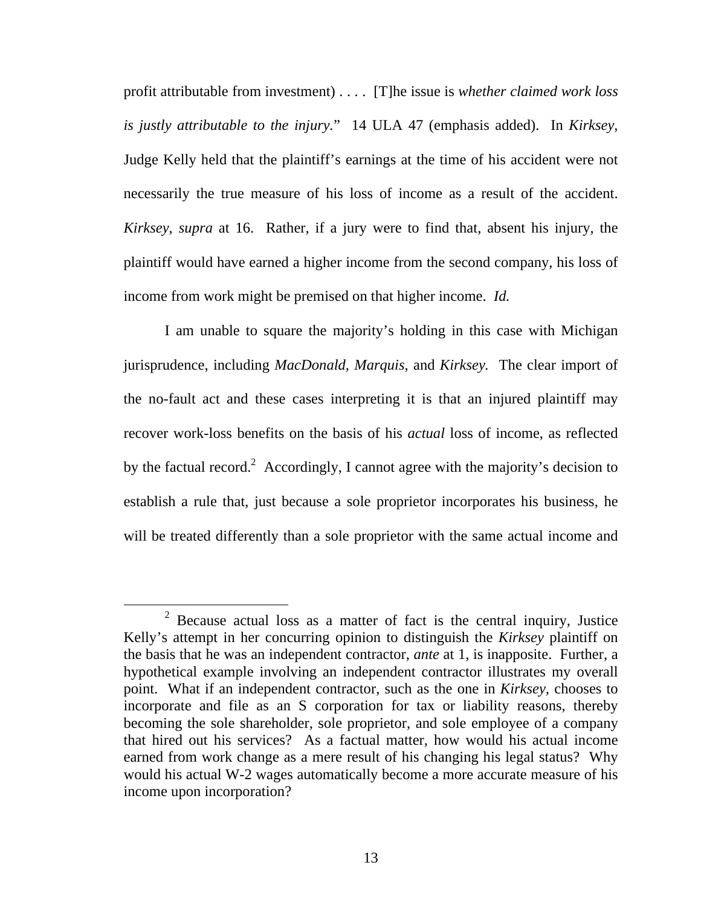profit attributable from investment) . . . . [T]he issue is *whether claimed work loss is justly attributable to the injury*." 14 ULA 47 (emphasis added). In *Kirksey*, Judge Kelly held that the plaintiff's earnings at the time of his accident were not necessarily the true measure of his loss of income as a result of the accident. *Kirksey, supra* at 16. Rather, if a jury were to find that, absent his injury, the plaintiff would have earned a higher income from the second company, his loss of income from work might be premised on that higher income. *Id.*

I am unable to square the majority's holding in this case with Michigan jurisprudence, including *MacDonald, Marquis,* and *Kirksey.* The clear import of the no-fault act and these cases interpreting it is that an injured plaintiff may recover work-loss benefits on the basis of his *actual* loss of income, as reflected by the factual record.[2] Accordingly, I cannot agree with the majority's decision to establish a rule that, just because a sole proprietor incorporates his business, he will be treated differently than a sole proprietor with the same actual income and

---

[2] Because actual loss as a matter of fact is the central inquiry, Justice Kelly's attempt in her concurring opinion to distinguish the *Kirksey* plaintiff on the basis that he was an independent contractor, *ante* at 1, is inapposite. Further, a hypothetical example involving an independent contractor illustrates my overall point. What if an independent contractor, such as the one in *Kirksey,* chooses to incorporate and file as an S corporation for tax or liability reasons, thereby becoming the sole shareholder, sole proprietor, and sole employee of a company that hired out his services? As a factual matter, how would his actual income earned from work change as a mere result of his changing his legal status? Why would his actual W-2 wages automatically become a more accurate measure of his income upon incorporation?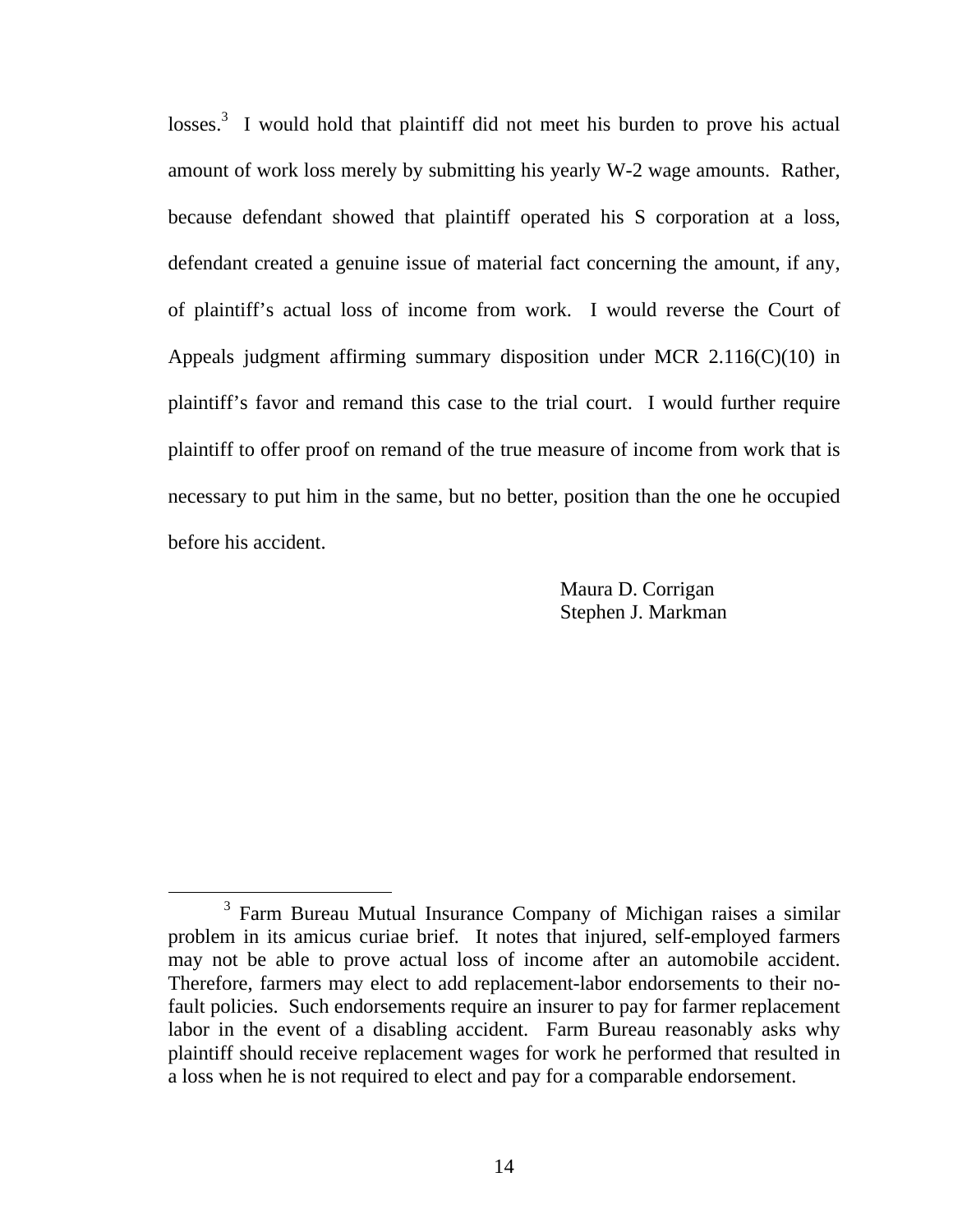losses.[3] I would hold that plaintiff did not meet his burden to prove his actual amount of work loss merely by submitting his yearly W-2 wage amounts. Rather, because defendant showed that plaintiff operated his S corporation at a loss, defendant created a genuine issue of material fact concerning the amount, if any, of plaintiff's actual loss of income from work. I would reverse the Court of Appeals judgment affirming summary disposition under MCR 2.116(C)(10) in plaintiff's favor and remand this case to the trial court. I would further require plaintiff to offer proof on remand of the true measure of income from work that is necessary to put him in the same, but no better, position than the one he occupied before his accident.

Maura D. Corrigan
Stephen J. Markman

[3] Farm Bureau Mutual Insurance Company of Michigan raises a similar problem in its amicus curiae brief. It notes that injured, self-employed farmers may not be able to prove actual loss of income after an automobile accident. Therefore, farmers may elect to add replacement-labor endorsements to their no-fault policies. Such endorsements require an insurer to pay for farmer replacement labor in the event of a disabling accident. Farm Bureau reasonably asks why plaintiff should receive replacement wages for work he performed that resulted in a loss when he is not required to elect and pay for a comparable endorsement.